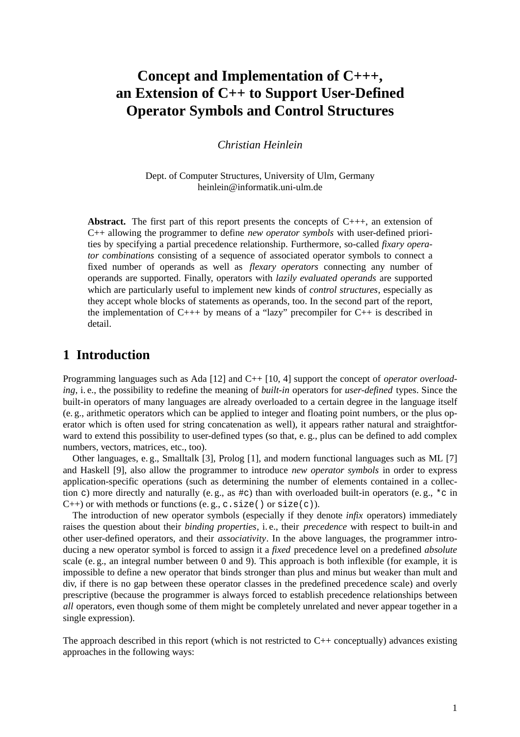# Concept and Implementation of C+++, an Extension of C++ to Support User-Defined Operator Symbols and Control Structures

*Christian Heinlein*

Dept. of Computer Structures, University of Ulm, Germany
heinlein@informatik.uni-ulm.de

**Abstract.** The first part of this report presents the concepts of C+++, an extension of C++ allowing the programmer to define *new operator symbols* with user-defined priorities by specifying a partial precedence relationship. Furthermore, so-called *fixary operator combinations* consisting of a sequence of associated operator symbols to connect a fixed number of operands as well as *flexary operators* connecting any number of operands are supported. Finally, operators with *lazily evaluated operands* are supported which are particularly useful to implement new kinds of *control structures*, especially as they accept whole blocks of statements as operands, too. In the second part of the report, the implementation of C+++ by means of a "lazy" precompiler for C++ is described in detail.

## 1 Introduction

Programming languages such as Ada [12] and C++ [10, 4] support the concept of *operator overloading*, i. e., the possibility to redefine the meaning of *built-in* operators for *user-defined* types. Since the built-in operators of many languages are already overloaded to a certain degree in the language itself (e. g., arithmetic operators which can be applied to integer and floating point numbers, or the plus operator which is often used for string concatenation as well), it appears rather natural and straightforward to extend this possibility to user-defined types (so that, e. g., plus can be defined to add complex numbers, vectors, matrices, etc., too).

Other languages, e. g., Smalltalk [3], Prolog [1], and modern functional languages such as ML [7] and Haskell [9], also allow the programmer to introduce *new operator symbols* in order to express application-specific operations (such as determining the number of elements contained in a collection `c`) more directly and naturally (e. g., as `#c`) than with overloaded built-in operators (e. g., `*c` in C++) or with methods or functions (e. g., `c.size()` or `size(c)`).

The introduction of new operator symbols (especially if they denote *infix* operators) immediately raises the question about their *binding properties*, i. e., their *precedence* with respect to built-in and other user-defined operators, and their *associativity*. In the above languages, the programmer introducing a new operator symbol is forced to assign it a *fixed* precedence level on a predefined *absolute* scale (e. g., an integral number between 0 and 9). This approach is both inflexible (for example, it is impossible to define a new operator that binds stronger than plus and minus but weaker than mult and div, if there is no gap between these operator classes in the predefined precedence scale) and overly prescriptive (because the programmer is always forced to establish precedence relationships between *all* operators, even though some of them might be completely unrelated and never appear together in a single expression).

The approach described in this report (which is not restricted to C++ conceptually) advances existing approaches in the following ways: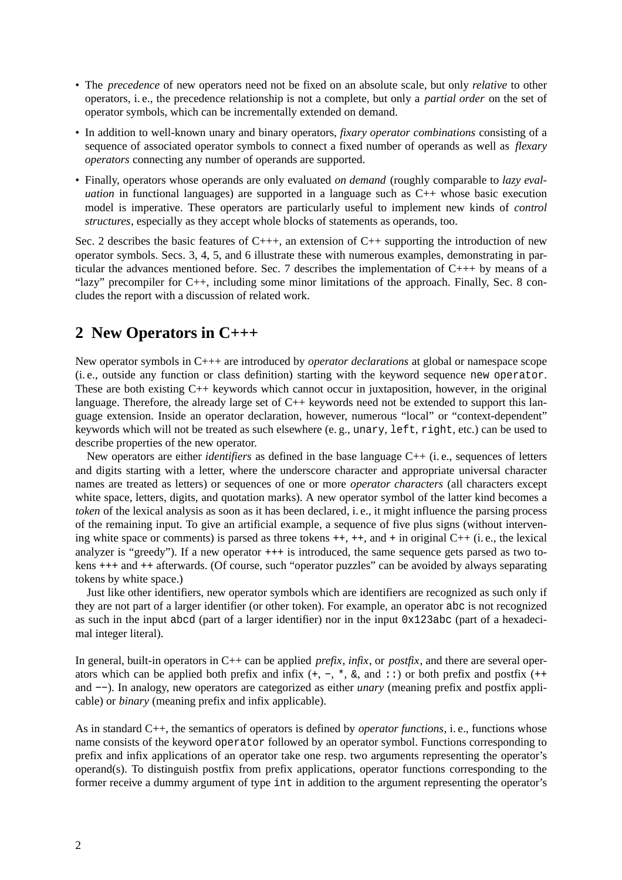- The *precedence* of new operators need not be fixed on an absolute scale, but only *relative* to other operators, i. e., the precedence relationship is not a complete, but only a *partial order* on the set of operator symbols, which can be incrementally extended on demand.
- In addition to well-known unary and binary operators, *fixary operator combinations* consisting of a sequence of associated operator symbols to connect a fixed number of operands as well as *flexary operators* connecting any number of operands are supported.
- Finally, operators whose operands are only evaluated *on demand* (roughly comparable to *lazy evaluation* in functional languages) are supported in a language such as C++ whose basic execution model is imperative. These operators are particularly useful to implement new kinds of *control structures*, especially as they accept whole blocks of statements as operands, too.

Sec. 2 describes the basic features of C+++, an extension of C++ supporting the introduction of new operator symbols. Secs. 3, 4, 5, and 6 illustrate these with numerous examples, demonstrating in particular the advances mentioned before. Sec. 7 describes the implementation of C+++ by means of a "lazy" precompiler for C++, including some minor limitations of the approach. Finally, Sec. 8 concludes the report with a discussion of related work.

## 2 New Operators in C+++

New operator symbols in C+++ are introduced by *operator declarations* at global or namespace scope (i. e., outside any function or class definition) starting with the keyword sequence `new operator`. These are both existing C++ keywords which cannot occur in juxtaposition, however, in the original language. Therefore, the already large set of C++ keywords need not be extended to support this language extension. Inside an operator declaration, however, numerous "local" or "context-dependent" keywords which will not be treated as such elsewhere (e. g., `unary`, `left`, `right`, etc.) can be used to describe properties of the new operator.

New operators are either *identifiers* as defined in the base language C++ (i. e., sequences of letters and digits starting with a letter, where the underscore character and appropriate universal character names are treated as letters) or sequences of one or more *operator characters* (all characters except white space, letters, digits, and quotation marks). A new operator symbol of the latter kind becomes a *token* of the lexical analysis as soon as it has been declared, i. e., it might influence the parsing process of the remaining input. To give an artificial example, a sequence of five plus signs (without intervening white space or comments) is parsed as three tokens `++`, `++`, and `+` in original C++ (i. e., the lexical analyzer is "greedy"). If a new operator `+++` is introduced, the same sequence gets parsed as two tokens `+++` and `++` afterwards. (Of course, such "operator puzzles" can be avoided by always separating tokens by white space.)

Just like other identifiers, new operator symbols which are identifiers are recognized as such only if they are not part of a larger identifier (or other token). For example, an operator `abc` is not recognized as such in the input `abcd` (part of a larger identifier) nor in the input `0x123abc` (part of a hexadecimal integer literal).

In general, built-in operators in C++ can be applied *prefix*, *infix*, or *postfix*, and there are several operators which can be applied both prefix and infix (`+`, `−`, `*`, `&`, and `::`) or both prefix and postfix (`++` and `−−`). In analogy, new operators are categorized as either *unary* (meaning prefix and postfix applicable) or *binary* (meaning prefix and infix applicable).

As in standard C++, the semantics of operators is defined by *operator functions*, i. e., functions whose name consists of the keyword `operator` followed by an operator symbol. Functions corresponding to prefix and infix applications of an operator take one resp. two arguments representing the operator's operand(s). To distinguish postfix from prefix applications, operator functions corresponding to the former receive a dummy argument of type `int` in addition to the argument representing the operator's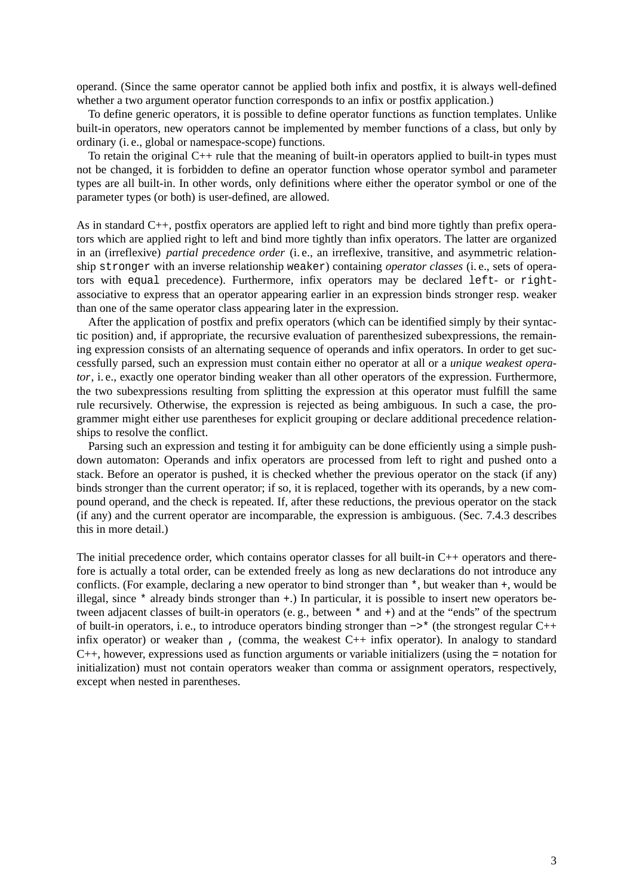operand. (Since the same operator cannot be applied both infix and postfix, it is always well-defined whether a two argument operator function corresponds to an infix or postfix application.)

To define generic operators, it is possible to define operator functions as function templates. Unlike built-in operators, new operators cannot be implemented by member functions of a class, but only by ordinary (i. e., global or namespace-scope) functions.

To retain the original C++ rule that the meaning of built-in operators applied to built-in types must not be changed, it is forbidden to define an operator function whose operator symbol and parameter types are all built-in. In other words, only definitions where either the operator symbol or one of the parameter types (or both) is user-defined, are allowed.

As in standard C++, postfix operators are applied left to right and bind more tightly than prefix operators which are applied right to left and bind more tightly than infix operators. The latter are organized in an (irreflexive) *partial precedence order* (i. e., an irreflexive, transitive, and asymmetric relationship `stronger` with an inverse relationship `weaker`) containing *operator classes* (i. e., sets of operators with `equal` precedence). Furthermore, infix operators may be declared `left`- or `right`-associative to express that an operator appearing earlier in an expression binds stronger resp. weaker than one of the same operator class appearing later in the expression.

After the application of postfix and prefix operators (which can be identified simply by their syntactic position) and, if appropriate, the recursive evaluation of parenthesized subexpressions, the remaining expression consists of an alternating sequence of operands and infix operators. In order to get successfully parsed, such an expression must contain either no operator at all or a *unique weakest operator*, i. e., exactly one operator binding weaker than all other operators of the expression. Furthermore, the two subexpressions resulting from splitting the expression at this operator must fulfill the same rule recursively. Otherwise, the expression is rejected as being ambiguous. In such a case, the programmer might either use parentheses for explicit grouping or declare additional precedence relationships to resolve the conflict.

Parsing such an expression and testing it for ambiguity can be done efficiently using a simple push-down automaton: Operands and infix operators are processed from left to right and pushed onto a stack. Before an operator is pushed, it is checked whether the previous operator on the stack (if any) binds stronger than the current operator; if so, it is replaced, together with its operands, by a new compound operand, and the check is repeated. If, after these reductions, the previous operator on the stack (if any) and the current operator are incomparable, the expression is ambiguous. (Sec. 7.4.3 describes this in more detail.)

The initial precedence order, which contains operator classes for all built-in C++ operators and therefore is actually a total order, can be extended freely as long as new declarations do not introduce any conflicts. (For example, declaring a new operator to bind stronger than `*`, but weaker than `+`, would be illegal, since `*` already binds stronger than `+`.) In particular, it is possible to insert new operators between adjacent classes of built-in operators (e. g., between `*` and `+`) and at the "ends" of the spectrum of built-in operators, i. e., to introduce operators binding stronger than `->*` (the strongest regular C++ infix operator) or weaker than `,` (comma, the weakest C++ infix operator). In analogy to standard C++, however, expressions used as function arguments or variable initializers (using the `=` notation for initialization) must not contain operators weaker than comma or assignment operators, respectively, except when nested in parentheses.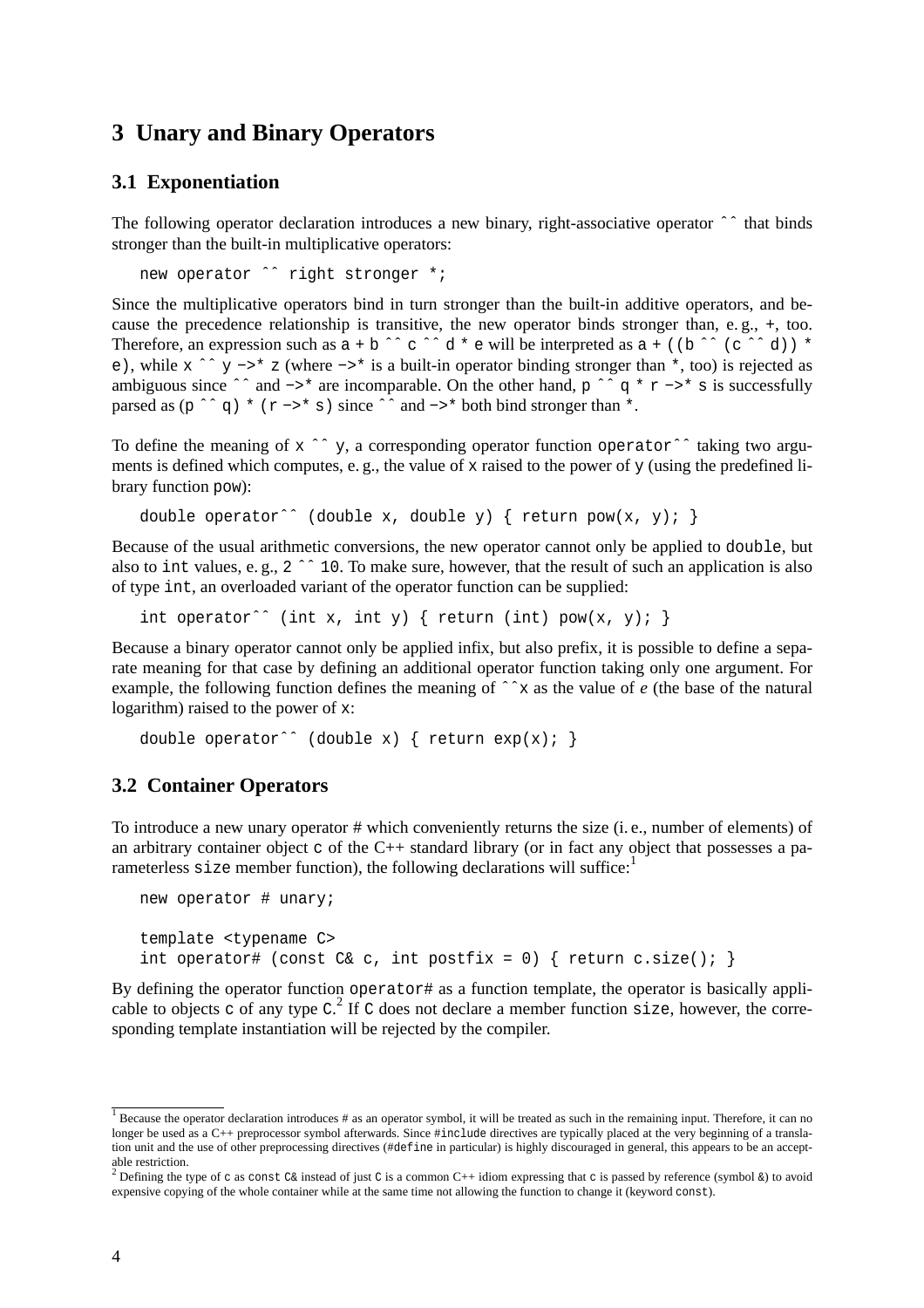# 3 Unary and Binary Operators

## 3.1 Exponentiation

The following operator declaration introduces a new binary, right-associative operator `^^` that binds stronger than the built-in multiplicative operators:

```
new operator ^^ right stronger *;
```

Since the multiplicative operators bind in turn stronger than the built-in additive operators, and because the precedence relationship is transitive, the new operator binds stronger than, e. g., `+`, too. Therefore, an expression such as `a + b ^^ c ^^ d * e` will be interpreted as `a + ((b ^^ (c ^^ d)) * e)`, while `x ^^ y ->* z` (where `->*` is a built-in operator binding stronger than `*`, too) is rejected as ambiguous since `^^` and `->*` are incomparable. On the other hand, `p ^^ q * r ->* s` is successfully parsed as `(p ^^ q) * (r ->* s)` since `^^` and `->*` both bind stronger than `*`.

To define the meaning of `x ^^ y`, a corresponding operator function `operator^^` taking two arguments is defined which computes, e. g., the value of `x` raised to the power of `y` (using the predefined library function `pow`):

```
double operator^^ (double x, double y) { return pow(x, y); }
```

Because of the usual arithmetic conversions, the new operator cannot only be applied to `double`, but also to `int` values, e. g., `2 ^^ 10`. To make sure, however, that the result of such an application is also of type `int`, an overloaded variant of the operator function can be supplied:

```
int operator^^ (int x, int y) { return (int) pow(x, y); }
```

Because a binary operator cannot only be applied infix, but also prefix, it is possible to define a separate meaning for that case by defining an additional operator function taking only one argument. For example, the following function defines the meaning of `^^x` as the value of *e* (the base of the natural logarithm) raised to the power of `x`:

```
double operator^^ (double x) { return exp(x); }
```

## 3.2 Container Operators

To introduce a new unary operator # which conveniently returns the size (i. e., number of elements) of an arbitrary container object `c` of the C++ standard library (or in fact any object that possesses a parameterless `size` member function), the following declarations will suffice:[1]

```
new operator # unary;

template <typename C>
int operator# (const C& c, int postfix = 0) { return c.size(); }
```

By defining the operator function `operator#` as a function template, the operator is basically applicable to objects `c` of any type `C`.[2] If `C` does not declare a member function `size`, however, the corresponding template instantiation will be rejected by the compiler.

---

[1] Because the operator declaration introduces # as an operator symbol, it will be treated as such in the remaining input. Therefore, it can no longer be used as a C++ preprocessor symbol afterwards. Since `#include` directives are typically placed at the very beginning of a translation unit and the use of other preprocessing directives (`#define` in particular) is highly discouraged in general, this appears to be an acceptable restriction.

[2] Defining the type of `c` as `const C&` instead of just `C` is a common C++ idiom expressing that `c` is passed by reference (symbol `&`) to avoid expensive copying of the whole container while at the same time not allowing the function to change it (keyword `const`).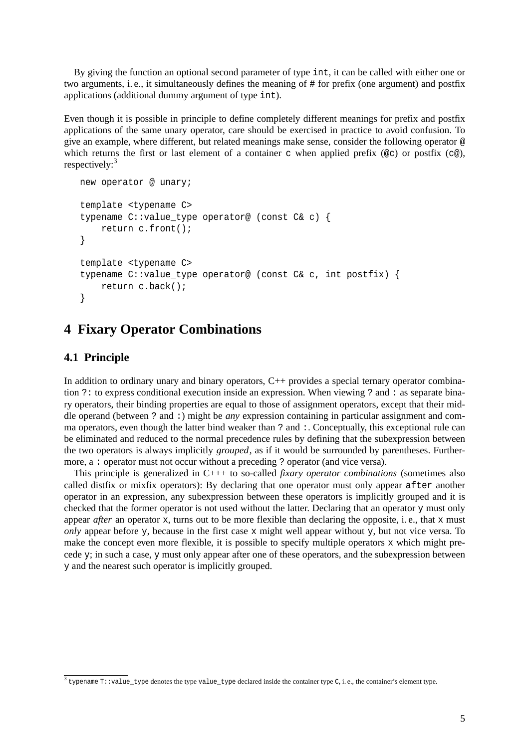By giving the function an optional second parameter of type `int`, it can be called with either one or two arguments, i. e., it simultaneously defines the meaning of # for prefix (one argument) and postfix applications (additional dummy argument of type `int`).

Even though it is possible in principle to define completely different meanings for prefix and postfix applications of the same unary operator, care should be exercised in practice to avoid confusion. To give an example, where different, but related meanings make sense, consider the following operator `@` which returns the first or last element of a container `c` when applied prefix (`@c`) or postfix (`c@`), respectively:[3]

```
new operator @ unary;

template <typename C>
typename C::value_type operator@ (const C& c) {
    return c.front();
}

template <typename C>
typename C::value_type operator@ (const C& c, int postfix) {
    return c.back();
}
```

# 4 Fixary Operator Combinations

## 4.1 Principle

In addition to ordinary unary and binary operators, C++ provides a special ternary operator combination `?:` to express conditional execution inside an expression. When viewing `?` and `:` as separate binary operators, their binding properties are equal to those of assignment operators, except that their middle operand (between `?` and `:`) might be *any* expression containing in particular assignment and comma operators, even though the latter bind weaker than `?` and `:`. Conceptually, this exceptional rule can be eliminated and reduced to the normal precedence rules by defining that the subexpression between the two operators is always implicitly *grouped*, as if it would be surrounded by parentheses. Furthermore, a `:` operator must not occur without a preceding `?` operator (and vice versa).

This principle is generalized in C+++ to so-called *fixary operator combinations* (sometimes also called distfix or mixfix operators): By declaring that one operator must only appear `after` another operator in an expression, any subexpression between these operators is implicitly grouped and it is checked that the former operator is not used without the latter. Declaring that an operator `y` must only appear *after* an operator `x`, turns out to be more flexible than declaring the opposite, i. e., that `x` must *only* appear before `y`, because in the first case `x` might well appear without `y`, but not vice versa. To make the concept even more flexible, it is possible to specify multiple operators `x` which might precede `y`; in such a case, `y` must only appear after one of these operators, and the subexpression between `y` and the nearest such operator is implicitly grouped.

---

[3] `typename T::value_type` denotes the type `value_type` declared inside the container type `C`, i. e., the container's element type.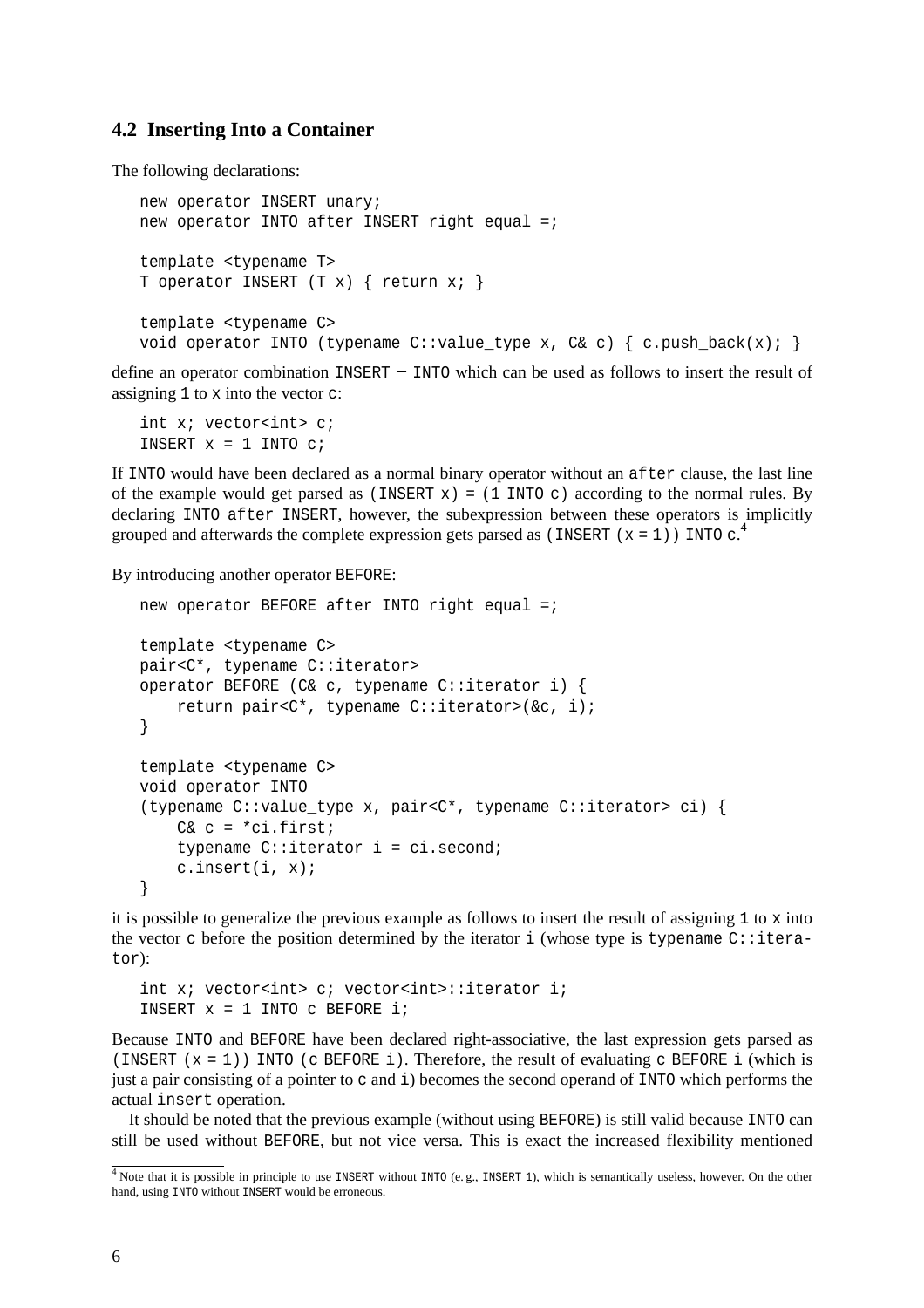### 4.2 Inserting Into a Container

The following declarations:

```
new operator INSERT unary;
new operator INTO after INSERT right equal =;

template <typename T>
T operator INSERT (T x) { return x; }

template <typename C>
void operator INTO (typename C::value_type x, C& c) { c.push_back(x); }
```

define an operator combination `INSERT` − `INTO` which can be used as follows to insert the result of assigning `1` to `x` into the vector `c`:

```
int x; vector<int> c;
INSERT x = 1 INTO c;
```

If `INTO` would have been declared as a normal binary operator without an `after` clause, the last line of the example would get parsed as `(INSERT x) = (1 INTO c)` according to the normal rules. By declaring `INTO after INSERT`, however, the subexpression between these operators is implicitly grouped and afterwards the complete expression gets parsed as `(INSERT (x = 1)) INTO c`.[4]

By introducing another operator `BEFORE`:

```
new operator BEFORE after INTO right equal =;

template <typename C>
pair<C*, typename C::iterator>
operator BEFORE (C& c, typename C::iterator i) {
    return pair<C*, typename C::iterator>(&c, i);
}

template <typename C>
void operator INTO
(typename C::value_type x, pair<C*, typename C::iterator> ci) {
    C& c = *ci.first;
    typename C::iterator i = ci.second;
    c.insert(i, x);
}
```

it is possible to generalize the previous example as follows to insert the result of assigning `1` to `x` into the vector `c` before the position determined by the iterator `i` (whose type is `typename C::iterator`):

```
int x; vector<int> c; vector<int>::iterator i;
INSERT x = 1 INTO c BEFORE i;
```

Because `INTO` and `BEFORE` have been declared right-associative, the last expression gets parsed as `(INSERT (x = 1)) INTO (c BEFORE i)`. Therefore, the result of evaluating `c BEFORE i` (which is just a pair consisting of a pointer to `c` and `i`) becomes the second operand of `INTO` which performs the actual `insert` operation.

It should be noted that the previous example (without using `BEFORE`) is still valid because `INTO` can still be used without `BEFORE`, but not vice versa. This is exact the increased flexibility mentioned

[4] Note that it is possible in principle to use `INSERT` without `INTO` (e. g., `INSERT 1`), which is semantically useless, however. On the other hand, using `INTO` without `INSERT` would be erroneous.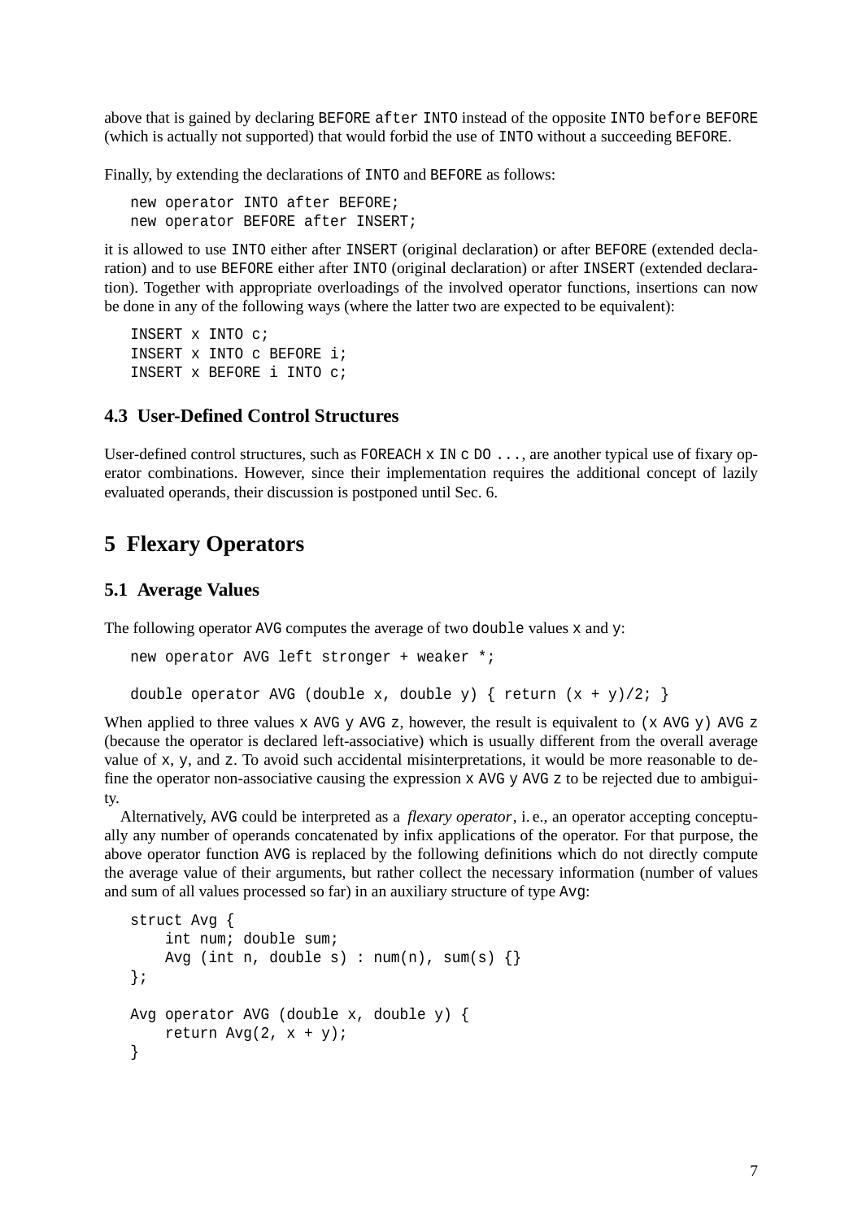above that is gained by declaring `BEFORE after INTO` instead of the opposite `INTO before BEFORE` (which is actually not supported) that would forbid the use of `INTO` without a succeeding `BEFORE`.

Finally, by extending the declarations of `INTO` and `BEFORE` as follows:

```
new operator INTO after BEFORE;
new operator BEFORE after INSERT;
```

it is allowed to use `INTO` either after `INSERT` (original declaration) or after `BEFORE` (extended declaration) and to use `BEFORE` either after `INTO` (original declaration) or after `INSERT` (extended declaration). Together with appropriate overloadings of the involved operator functions, insertions can now be done in any of the following ways (where the latter two are expected to be equivalent):

```
INSERT x INTO c;
INSERT x INTO c BEFORE i;
INSERT x BEFORE i INTO c;
```

### 4.3 User-Defined Control Structures

User-defined control structures, such as `FOREACH x IN c DO ...`, are another typical use of fixary operator combinations. However, since their implementation requires the additional concept of lazily evaluated operands, their discussion is postponed until Sec. 6.

## 5 Flexary Operators

### 5.1 Average Values

The following operator `AVG` computes the average of two `double` values `x` and `y`:

```
new operator AVG left stronger + weaker *;

double operator AVG (double x, double y) { return (x + y)/2; }
```

When applied to three values `x AVG y AVG z`, however, the result is equivalent to `(x AVG y) AVG z` (because the operator is declared left-associative) which is usually different from the overall average value of `x`, `y`, and `z`. To avoid such accidental misinterpretations, it would be more reasonable to define the operator non-associative causing the expression `x AVG y AVG z` to be rejected due to ambiguity.

Alternatively, `AVG` could be interpreted as a *flexary operator*, i. e., an operator accepting conceptually any number of operands concatenated by infix applications of the operator. For that purpose, the above operator function `AVG` is replaced by the following definitions which do not directly compute the average value of their arguments, but rather collect the necessary information (number of values and sum of all values processed so far) in an auxiliary structure of type `Avg`:

```
struct Avg {
    int num; double sum;
    Avg (int n, double s) : num(n), sum(s) {}
};

Avg operator AVG (double x, double y) {
    return Avg(2, x + y);
}
```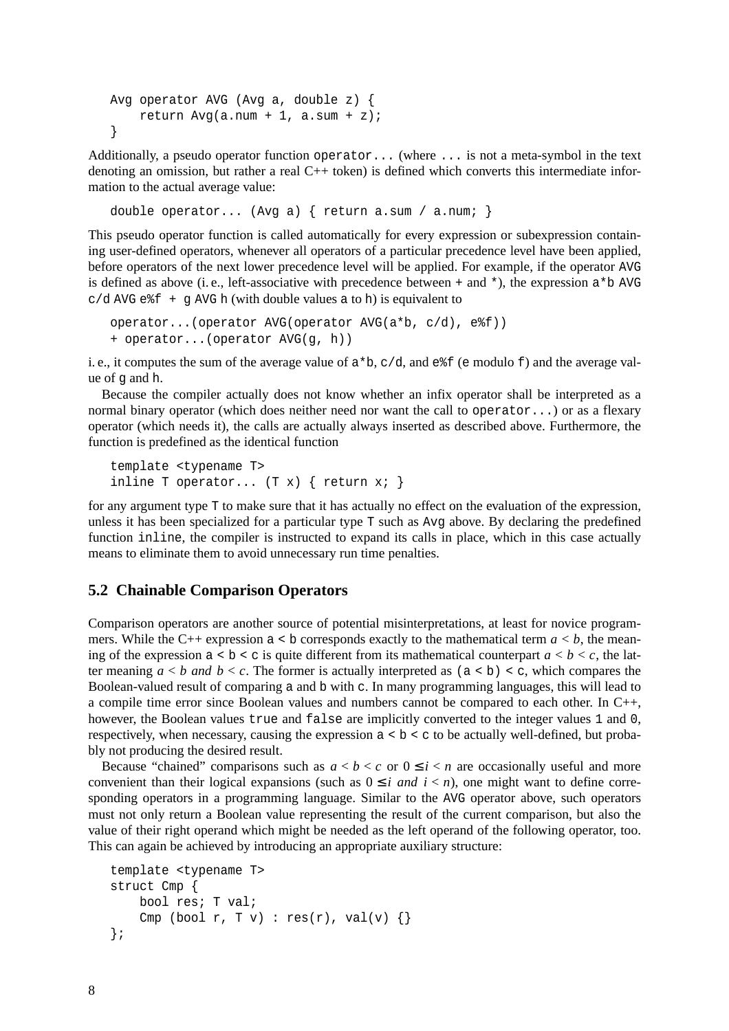```
Avg operator AVG (Avg a, double z) {
    return Avg(a.num + 1, a.sum + z);
}
```

Additionally, a pseudo operator function `operator...` (where `...` is not a meta-symbol in the text denoting an omission, but rather a real C++ token) is defined which converts this intermediate information to the actual average value:

```
double operator... (Avg a) { return a.sum / a.num; }
```

This pseudo operator function is called automatically for every expression or subexpression containing user-defined operators, whenever all operators of a particular precedence level have been applied, before operators of the next lower precedence level will be applied. For example, if the operator `AVG` is defined as above (i. e., left-associative with precedence between `+` and `*`), the expression `a*b AVG c/d AVG e%f + g AVG h` (with double values `a` to `h`) is equivalent to

```
operator...(operator AVG(operator AVG(a*b, c/d), e%f))
+ operator...(operator AVG(g, h))
```

i. e., it computes the sum of the average value of `a*b`, `c/d`, and `e%f` (`e` modulo `f`) and the average value of `g` and `h`.

Because the compiler actually does not know whether an infix operator shall be interpreted as a normal binary operator (which does neither need nor want the call to `operator...`) or as a flexary operator (which needs it), the calls are actually always inserted as described above. Furthermore, the function is predefined as the identical function

```
template <typename T>
inline T operator... (T x) { return x; }
```

for any argument type `T` to make sure that it has actually no effect on the evaluation of the expression, unless it has been specialized for a particular type `T` such as `Avg` above. By declaring the predefined function `inline`, the compiler is instructed to expand its calls in place, which in this case actually means to eliminate them to avoid unnecessary run time penalties.

## 5.2 Chainable Comparison Operators

Comparison operators are another source of potential misinterpretations, at least for novice programmers. While the C++ expression `a < b` corresponds exactly to the mathematical term $a < b$, the meaning of the expression `a < b < c` is quite different from its mathematical counterpart $a < b < c$, the latter meaning $a < b$ *and* $b < c$. The former is actually interpreted as `(a < b) < c`, which compares the Boolean-valued result of comparing `a` and `b` with `c`. In many programming languages, this will lead to a compile time error since Boolean values and numbers cannot be compared to each other. In C++, however, the Boolean values `true` and `false` are implicitly converted to the integer values `1` and `0`, respectively, when necessary, causing the expression `a < b < c` to be actually well-defined, but probably not producing the desired result.

Because "chained" comparisons such as $a < b < c$ or $0 \leq i < n$ are occasionally useful and more convenient than their logical expansions (such as $0 \leq i$ *and* $i < n$), one might want to define corresponding operators in a programming language. Similar to the `AVG` operator above, such operators must not only return a Boolean value representing the result of the current comparison, but also the value of their right operand which might be needed as the left operand of the following operator, too. This can again be achieved by introducing an appropriate auxiliary structure:

```
template <typename T>
struct Cmp {
    bool res; T val;
    Cmp (bool r, T v) : res(r), val(v) {}
};
```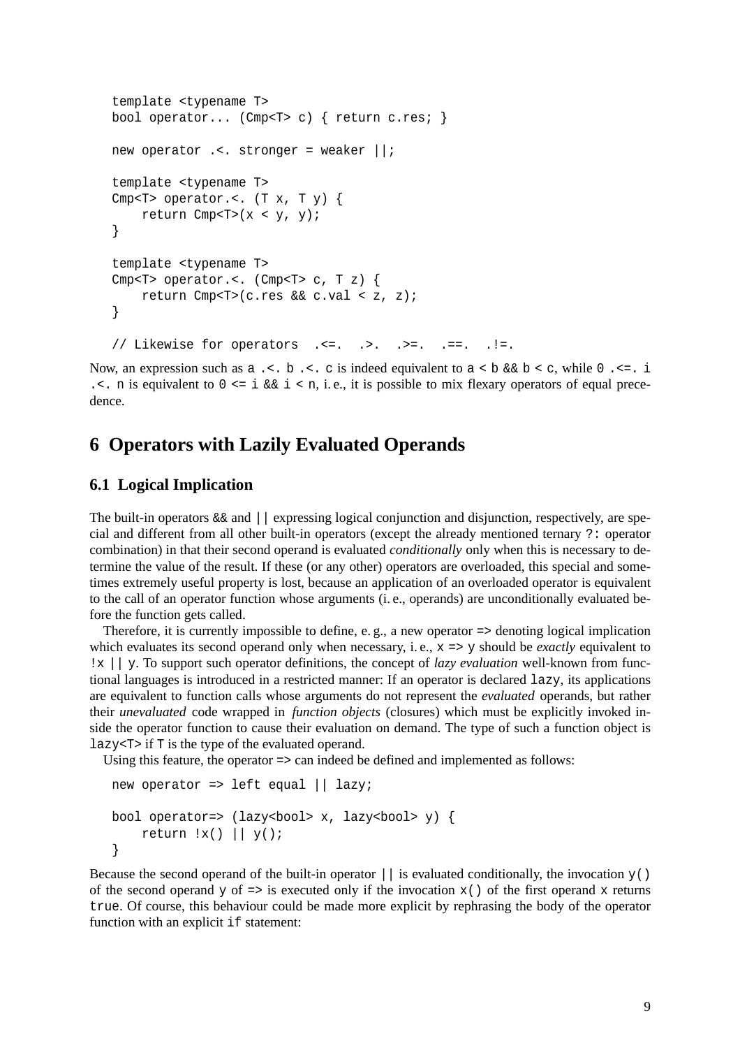```
template <typename T>
bool operator... (Cmp<T> c) { return c.res; }

new operator .<. stronger = weaker ||;

template <typename T>
Cmp<T> operator.<. (T x, T y) {
    return Cmp<T>(x < y, y);
}

template <typename T>
Cmp<T> operator.<. (Cmp<T> c, T z) {
    return Cmp<T>(c.res && c.val < z, z);
}

// Likewise for operators  .<=.  .>.  .>=.  .==.  .!=.
```

Now, an expression such as `a .<. b .<. c` is indeed equivalent to `a < b && b < c`, while `0 .<=. i .<. n` is equivalent to `0 <= i && i < n`, i. e., it is possible to mix flexary operators of equal precedence.

## 6 Operators with Lazily Evaluated Operands

### 6.1 Logical Implication

The built-in operators `&&` and `||` expressing logical conjunction and disjunction, respectively, are special and different from all other built-in operators (except the already mentioned ternary `?:` operator combination) in that their second operand is evaluated *conditionally* only when this is necessary to determine the value of the result. If these (or any other) operators are overloaded, this special and sometimes extremely useful property is lost, because an application of an overloaded operator is equivalent to the call of an operator function whose arguments (i. e., operands) are unconditionally evaluated before the function gets called.

Therefore, it is currently impossible to define, e. g., a new operator `=>` denoting logical implication which evaluates its second operand only when necessary, i. e., `x => y` should be *exactly* equivalent to `!x || y`. To support such operator definitions, the concept of *lazy evaluation* well-known from functional languages is introduced in a restricted manner: If an operator is declared `lazy`, its applications are equivalent to function calls whose arguments do not represent the *evaluated* operands, but rather their *unevaluated* code wrapped in *function objects* (closures) which must be explicitly invoked inside the operator function to cause their evaluation on demand. The type of such a function object is `lazy<T>` if `T` is the type of the evaluated operand.

Using this feature, the operator `=>` can indeed be defined and implemented as follows:

```
new operator => left equal || lazy;

bool operator=> (lazy<bool> x, lazy<bool> y) {
    return !x() || y();
}
```

Because the second operand of the built-in operator `||` is evaluated conditionally, the invocation `y()` of the second operand `y` of `=>` is executed only if the invocation `x()` of the first operand `x` returns `true`. Of course, this behaviour could be made more explicit by rephrasing the body of the operator function with an explicit `if` statement: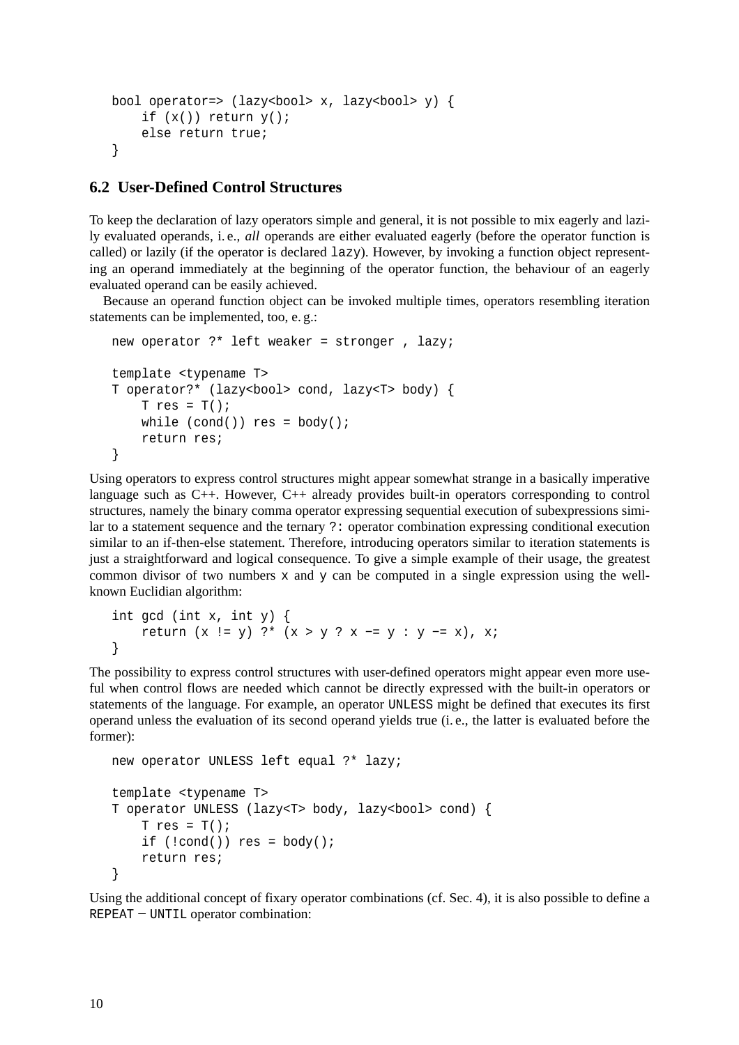```
bool operator=> (lazy<bool> x, lazy<bool> y) {
    if (x()) return y();
    else return true;
}
```

## 6.2 User-Defined Control Structures

To keep the declaration of lazy operators simple and general, it is not possible to mix eagerly and lazily evaluated operands, i. e., *all* operands are either evaluated eagerly (before the operator function is called) or lazily (if the operator is declared `lazy`). However, by invoking a function object representing an operand immediately at the beginning of the operator function, the behaviour of an eagerly evaluated operand can be easily achieved.

Because an operand function object can be invoked multiple times, operators resembling iteration statements can be implemented, too, e. g.:

```
new operator ?* left weaker = stronger , lazy;

template <typename T>
T operator?* (lazy<bool> cond, lazy<T> body) {
    T res = T();
    while (cond()) res = body();
    return res;
}
```

Using operators to express control structures might appear somewhat strange in a basically imperative language such as C++. However, C++ already provides built-in operators corresponding to control structures, namely the binary comma operator expressing sequential execution of subexpressions similar to a statement sequence and the ternary `?:` operator combination expressing conditional execution similar to an if-then-else statement. Therefore, introducing operators similar to iteration statements is just a straightforward and logical consequence. To give a simple example of their usage, the greatest common divisor of two numbers `x` and `y` can be computed in a single expression using the well-known Euclidian algorithm:

```
int gcd (int x, int y) {
    return (x != y) ?* (x > y ? x -= y : y -= x), x;
}
```

The possibility to express control structures with user-defined operators might appear even more useful when control flows are needed which cannot be directly expressed with the built-in operators or statements of the language. For example, an operator `UNLESS` might be defined that executes its first operand unless the evaluation of its second operand yields true (i. e., the latter is evaluated before the former):

```
new operator UNLESS left equal ?* lazy;

template <typename T>
T operator UNLESS (lazy<T> body, lazy<bool> cond) {
    T res = T();
    if (!cond()) res = body();
    return res;
}
```

Using the additional concept of fixary operator combinations (cf. Sec. 4), it is also possible to define a `REPEAT` – `UNTIL` operator combination: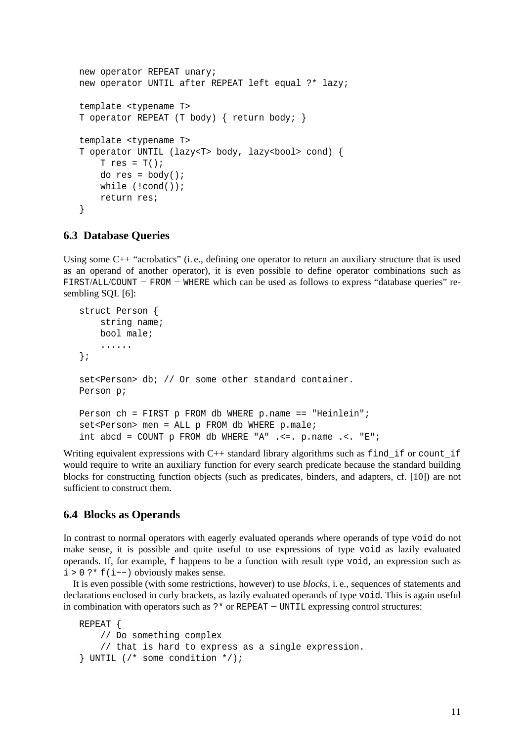```
new operator REPEAT unary;
new operator UNTIL after REPEAT left equal ?* lazy;

template <typename T>
T operator REPEAT (T body) { return body; }

template <typename T>
T operator UNTIL (lazy<T> body, lazy<bool> cond) {
    T res = T();
    do res = body();
    while (!cond());
    return res;
}
```

### 6.3 Database Queries

Using some C++ "acrobatics" (i. e., defining one operator to return an auxiliary structure that is used as an operand of another operator), it is even possible to define operator combinations such as `FIRST`/`ALL`/`COUNT` − `FROM` − `WHERE` which can be used as follows to express "database queries" resembling SQL [6]:

```
struct Person {
    string name;
    bool male;
    ......
};

set<Person> db; // Or some other standard container.
Person p;

Person ch = FIRST p FROM db WHERE p.name == "Heinlein";
set<Person> men = ALL p FROM db WHERE p.male;
int abcd = COUNT p FROM db WHERE "A" .<=. p.name .<. "E";
```

Writing equivalent expressions with C++ standard library algorithms such as `find_if` or `count_if` would require to write an auxiliary function for every search predicate because the standard building blocks for constructing function objects (such as predicates, binders, and adapters, cf. [10]) are not sufficient to construct them.

### 6.4 Blocks as Operands

In contrast to normal operators with eagerly evaluated operands where operands of type `void` do not make sense, it is possible and quite useful to use expressions of type `void` as lazily evaluated operands. If, for example, `f` happens to be a function with result type `void`, an expression such as `i > 0 ?* f(i−−)` obviously makes sense.

It is even possible (with some restrictions, however) to use *blocks*, i. e., sequences of statements and declarations enclosed in curly brackets, as lazily evaluated operands of type `void`. This is again useful in combination with operators such as `?*` or `REPEAT` − `UNTIL` expressing control structures:

```
REPEAT {
    // Do something complex
    // that is hard to express as a single expression.
} UNTIL (/* some condition */);
```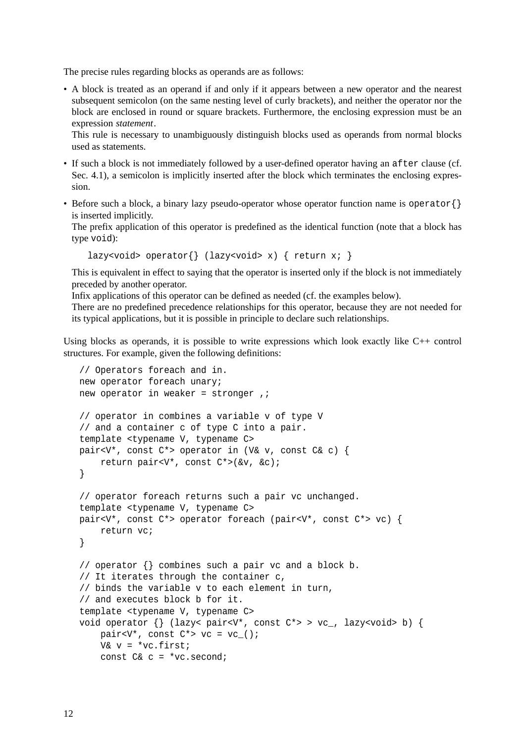The precise rules regarding blocks as operands are as follows:

- A block is treated as an operand if and only if it appears between a new operator and the nearest subsequent semicolon (on the same nesting level of curly brackets), and neither the operator nor the block are enclosed in round or square brackets. Furthermore, the enclosing expression must be an expression *statement*.
  This rule is necessary to unambiguously distinguish blocks used as operands from normal blocks used as statements.
- If such a block is not immediately followed by a user-defined operator having an `after` clause (cf. Sec. 4.1), a semicolon is implicitly inserted after the block which terminates the enclosing expression.
- Before such a block, a binary lazy pseudo-operator whose operator function name is `operator{}` is inserted implicitly.
  The prefix application of this operator is predefined as the identical function (note that a block has type `void`):

  ```
  lazy<void> operator{} (lazy<void> x) { return x; }
  ```

  This is equivalent in effect to saying that the operator is inserted only if the block is not immediately preceded by another operator.
  Infix applications of this operator can be defined as needed (cf. the examples below).
  There are no predefined precedence relationships for this operator, because they are not needed for its typical applications, but it is possible in principle to declare such relationships.

Using blocks as operands, it is possible to write expressions which look exactly like C++ control structures. For example, given the following definitions:

```
// Operators foreach and in.
new operator foreach unary;
new operator in weaker = stronger ,;

// operator in combines a variable v of type V
// and a container c of type C into a pair.
template <typename V, typename C>
pair<V*, const C*> operator in (V& v, const C& c) {
    return pair<V*, const C*>(&v, &c);
}

// operator foreach returns such a pair vc unchanged.
template <typename V, typename C>
pair<V*, const C*> operator foreach (pair<V*, const C*> vc) {
    return vc;
}

// operator {} combines such a pair vc and a block b.
// It iterates through the container c,
// binds the variable v to each element in turn,
// and executes block b for it.
template <typename V, typename C>
void operator {} (lazy< pair<V*, const C*> > vc_, lazy<void> b) {
    pair<V*, const C*> vc = vc_();
    V& v = *vc.first;
    const C& c = *vc.second;
```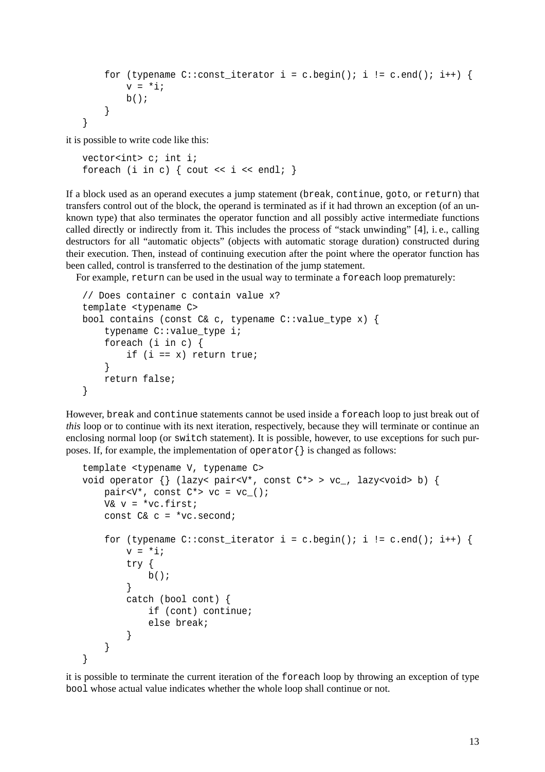```
    for (typename C::const_iterator i = c.begin(); i != c.end(); i++) {
        v = *i;
        b();
    }
}
```

it is possible to write code like this:

```
vector<int> c; int i;
foreach (i in c) { cout << i << endl; }
```

If a block used as an operand executes a jump statement (`break`, `continue`, `goto`, or `return`) that transfers control out of the block, the operand is terminated as if it had thrown an exception (of an unknown type) that also terminates the operator function and all possibly active intermediate functions called directly or indirectly from it. This includes the process of "stack unwinding" [4], i. e., calling destructors for all "automatic objects" (objects with automatic storage duration) constructed during their execution. Then, instead of continuing execution after the point where the operator function has been called, control is transferred to the destination of the jump statement.

For example, `return` can be used in the usual way to terminate a `foreach` loop prematurely:

```
// Does container c contain value x?
template <typename C>
bool contains (const C& c, typename C::value_type x) {
    typename C::value_type i;
    foreach (i in c) {
        if (i == x) return true;
    }
    return false;
}
```

However, `break` and `continue` statements cannot be used inside a `foreach` loop to just break out of *this* loop or to continue with its next iteration, respectively, because they will terminate or continue an enclosing normal loop (or `switch` statement). It is possible, however, to use exceptions for such purposes. If, for example, the implementation of `operator{}` is changed as follows:

```
template <typename V, typename C>
void operator {} (lazy< pair<V*, const C*> > vc_, lazy<void> b) {
    pair<V*, const C*> vc = vc_();
    V& v = *vc.first;
    const C& c = *vc.second;

    for (typename C::const_iterator i = c.begin(); i != c.end(); i++) {
        v = *i;
        try {
            b();
        }
        catch (bool cont) {
            if (cont) continue;
            else break;
        }
    }
}
```

it is possible to terminate the current iteration of the `foreach` loop by throwing an exception of type `bool` whose actual value indicates whether the whole loop shall continue or not.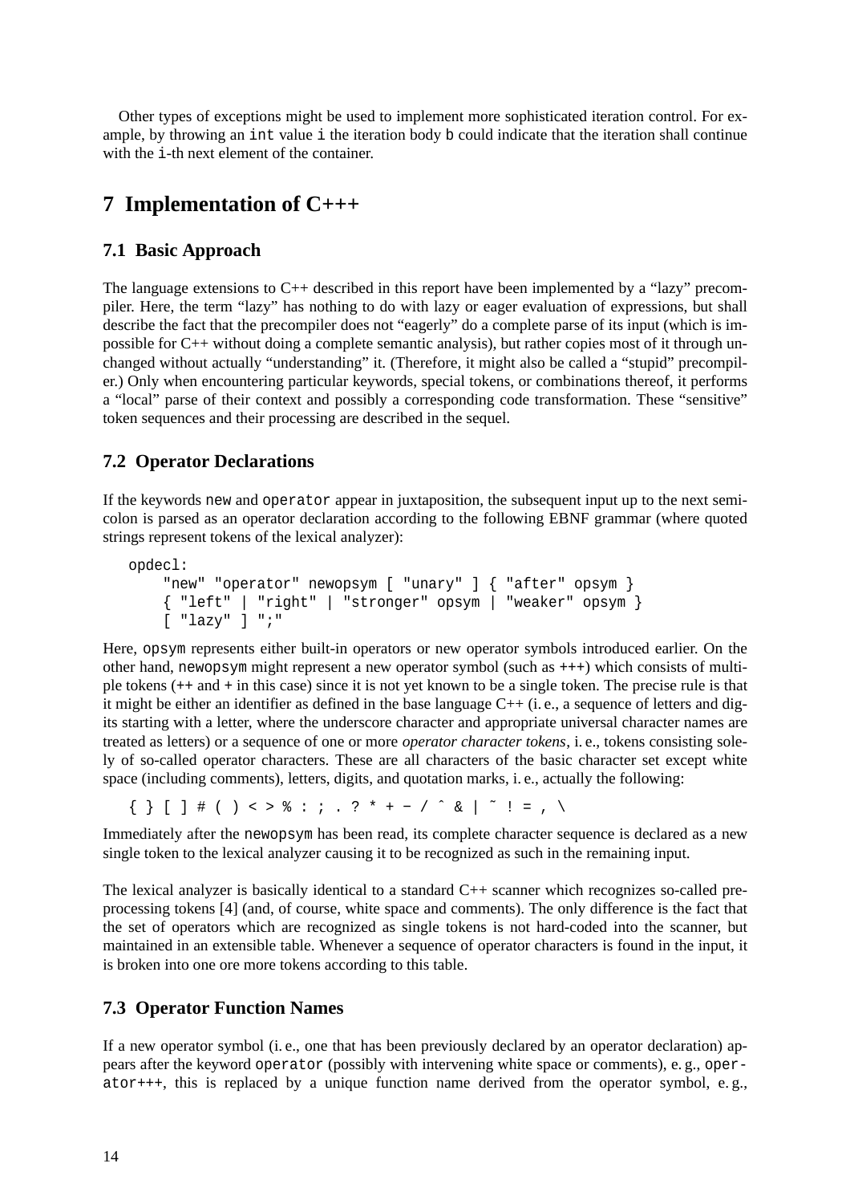Other types of exceptions might be used to implement more sophisticated iteration control. For example, by throwing an `int` value `i` the iteration body `b` could indicate that the iteration shall continue with the `i`-th next element of the container.

# 7 Implementation of C+++

## 7.1 Basic Approach

The language extensions to C++ described in this report have been implemented by a "lazy" precompiler. Here, the term "lazy" has nothing to do with lazy or eager evaluation of expressions, but shall describe the fact that the precompiler does not "eagerly" do a complete parse of its input (which is impossible for C++ without doing a complete semantic analysis), but rather copies most of it through unchanged without actually "understanding" it. (Therefore, it might also be called a "stupid" precompiler.) Only when encountering particular keywords, special tokens, or combinations thereof, it performs a "local" parse of their context and possibly a corresponding code transformation. These "sensitive" token sequences and their processing are described in the sequel.

## 7.2 Operator Declarations

If the keywords `new` and `operator` appear in juxtaposition, the subsequent input up to the next semicolon is parsed as an operator declaration according to the following EBNF grammar (where quoted strings represent tokens of the lexical analyzer):

```
opdecl:
    "new" "operator" newopsym [ "unary" ] { "after" opsym }
    { "left" | "right" | "stronger" opsym | "weaker" opsym }
    [ "lazy" ] ";"
```

Here, `opsym` represents either built-in operators or new operator symbols introduced earlier. On the other hand, `newopsym` might represent a new operator symbol (such as `+++`) which consists of multiple tokens (`++` and `+` in this case) since it is not yet known to be a single token. The precise rule is that it might be either an identifier as defined in the base language C++ (i. e., a sequence of letters and digits starting with a letter, where the underscore character and appropriate universal character names are treated as letters) or a sequence of one or more *operator character tokens*, i. e., tokens consisting solely of so-called operator characters. These are all characters of the basic character set except white space (including comments), letters, digits, and quotation marks, i. e., actually the following:

```
{ } [ ] # ( ) < > % : ; . ? * + - / ^ & | ~ ! = , \
```

Immediately after the `newopsym` has been read, its complete character sequence is declared as a new single token to the lexical analyzer causing it to be recognized as such in the remaining input.

The lexical analyzer is basically identical to a standard C++ scanner which recognizes so-called preprocessing tokens [4] (and, of course, white space and comments). The only difference is the fact that the set of operators which are recognized as single tokens is not hard-coded into the scanner, but maintained in an extensible table. Whenever a sequence of operator characters is found in the input, it is broken into one ore more tokens according to this table.

## 7.3 Operator Function Names

If a new operator symbol (i. e., one that has been previously declared by an operator declaration) appears after the keyword `operator` (possibly with intervening white space or comments), e. g., `operator+++`, this is replaced by a unique function name derived from the operator symbol, e. g.,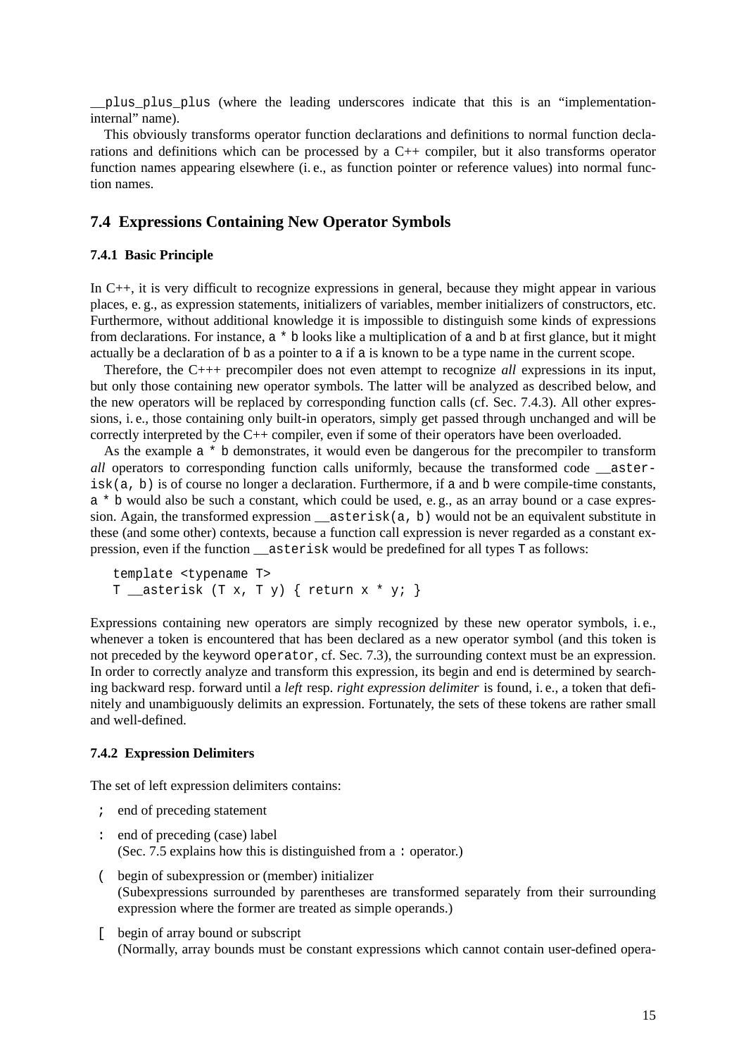`__plus_plus_plus` (where the leading underscores indicate that this is an “implementation-internal” name).

This obviously transforms operator function declarations and definitions to normal function declarations and definitions which can be processed by a C++ compiler, but it also transforms operator function names appearing elsewhere (i. e., as function pointer or reference values) into normal function names.

## 7.4 Expressions Containing New Operator Symbols

### 7.4.1 Basic Principle

In C++, it is very difficult to recognize expressions in general, because they might appear in various places, e. g., as expression statements, initializers of variables, member initializers of constructors, etc. Furthermore, without additional knowledge it is impossible to distinguish some kinds of expressions from declarations. For instance, `a * b` looks like a multiplication of `a` and `b` at first glance, but it might actually be a declaration of `b` as a pointer to `a` if `a` is known to be a type name in the current scope.

Therefore, the C+++ precompiler does not even attempt to recognize *all* expressions in its input, but only those containing new operator symbols. The latter will be analyzed as described below, and the new operators will be replaced by corresponding function calls (cf. Sec. 7.4.3). All other expressions, i. e., those containing only built-in operators, simply get passed through unchanged and will be correctly interpreted by the C++ compiler, even if some of their operators have been overloaded.

As the example `a * b` demonstrates, it would even be dangerous for the precompiler to transform *all* operators to corresponding function calls uniformly, because the transformed code `__asterisk(a, b)` is of course no longer a declaration. Furthermore, if `a` and `b` were compile-time constants, `a * b` would also be such a constant, which could be used, e. g., as an array bound or a case expression. Again, the transformed expression `__asterisk(a, b)` would not be an equivalent substitute in these (and some other) contexts, because a function call expression is never regarded as a constant expression, even if the function `__asterisk` would be predefined for all types `T` as follows:

```
template <typename T>
T __asterisk (T x, T y) { return x * y; }
```

Expressions containing new operators are simply recognized by these new operator symbols, i. e., whenever a token is encountered that has been declared as a new operator symbol (and this token is not preceded by the keyword `operator`, cf. Sec. 7.3), the surrounding context must be an expression. In order to correctly analyze and transform this expression, its begin and end is determined by searching backward resp. forward until a *left* resp. *right expression delimiter* is found, i. e., a token that definitely and unambiguously delimits an expression. Fortunately, the sets of these tokens are rather small and well-defined.

### 7.4.2 Expression Delimiters

The set of left expression delimiters contains:

- `;` end of preceding statement
- `:` end of preceding (case) label  
  (Sec. 7.5 explains how this is distinguished from a `:` operator.)
- `(` begin of subexpression or (member) initializer  
  (Subexpressions surrounded by parentheses are transformed separately from their surrounding expression where the former are treated as simple operands.)
- `[` begin of array bound or subscript  
  (Normally, array bounds must be constant expressions which cannot contain user-defined opera-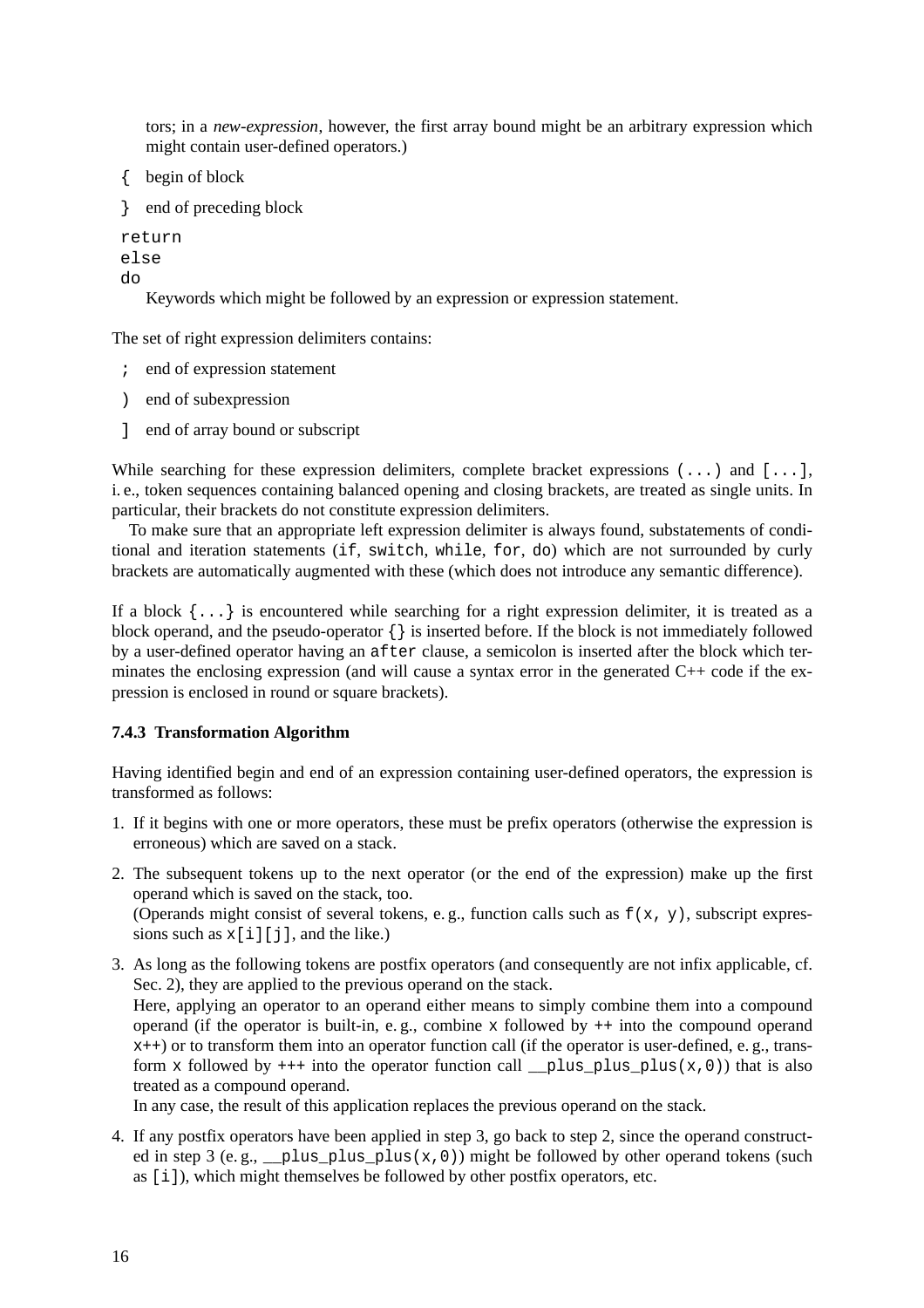tors; in a *new-expression*, however, the first array bound might be an arbitrary expression which might contain user-defined operators.)

`{` begin of block

`}` end of preceding block

`return`
`else`
`do`
Keywords which might be followed by an expression or expression statement.

The set of right expression delimiters contains:

`;` end of expression statement

`)` end of subexpression

`]` end of array bound or subscript

While searching for these expression delimiters, complete bracket expressions `(...)` and `[...]`, i. e., token sequences containing balanced opening and closing brackets, are treated as single units. In particular, their brackets do not constitute expression delimiters.

To make sure that an appropriate left expression delimiter is always found, substatements of conditional and iteration statements (`if`, `switch`, `while`, `for`, `do`) which are not surrounded by curly brackets are automatically augmented with these (which does not introduce any semantic difference).

If a block `{...}` is encountered while searching for a right expression delimiter, it is treated as a block operand, and the pseudo-operator `{}` is inserted before. If the block is not immediately followed by a user-defined operator having an `after` clause, a semicolon is inserted after the block which terminates the enclosing expression (and will cause a syntax error in the generated C++ code if the expression is enclosed in round or square brackets).

### 7.4.3 Transformation Algorithm

Having identified begin and end of an expression containing user-defined operators, the expression is transformed as follows:

1. If it begins with one or more operators, these must be prefix operators (otherwise the expression is erroneous) which are saved on a stack.
2. The subsequent tokens up to the next operator (or the end of the expression) make up the first operand which is saved on the stack, too.
   (Operands might consist of several tokens, e. g., function calls such as `f(x, y)`, subscript expressions such as `x[i][j]`, and the like.)
3. As long as the following tokens are postfix operators (and consequently are not infix applicable, cf. Sec. 2), they are applied to the previous operand on the stack.
   Here, applying an operator to an operand either means to simply combine them into a compound operand (if the operator is built-in, e. g., combine `x` followed by `++` into the compound operand `x++`) or to transform them into an operator function call (if the operator is user-defined, e. g., transform `x` followed by `+++` into the operator function call `__plus_plus_plus(x,0)`) that is also treated as a compound operand.
   In any case, the result of this application replaces the previous operand on the stack.
4. If any postfix operators have been applied in step 3, go back to step 2, since the operand constructed in step 3 (e. g., `__plus_plus_plus(x,0)`) might be followed by other operand tokens (such as `[i]`), which might themselves be followed by other postfix operators, etc.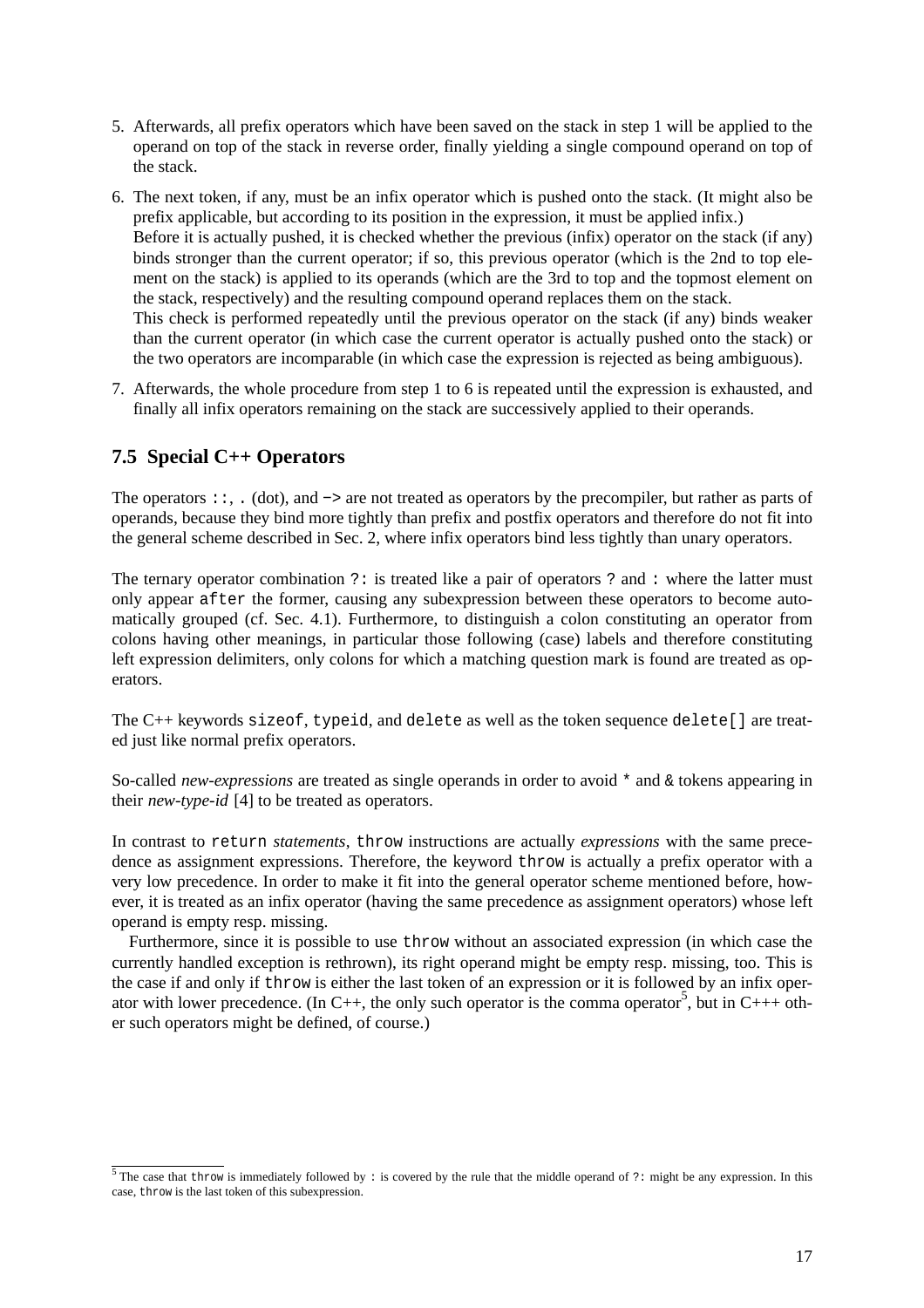5. Afterwards, all prefix operators which have been saved on the stack in step 1 will be applied to the operand on top of the stack in reverse order, finally yielding a single compound operand on top of the stack.
6. The next token, if any, must be an infix operator which is pushed onto the stack. (It might also be prefix applicable, but according to its position in the expression, it must be applied infix.)
   Before it is actually pushed, it is checked whether the previous (infix) operator on the stack (if any) binds stronger than the current operator; if so, this previous operator (which is the 2nd to top element on the stack) is applied to its operands (which are the 3rd to top and the topmost element on the stack, respectively) and the resulting compound operand replaces them on the stack.
   This check is performed repeatedly until the previous operator on the stack (if any) binds weaker than the current operator (in which case the current operator is actually pushed onto the stack) or the two operators are incomparable (in which case the expression is rejected as being ambiguous).
7. Afterwards, the whole procedure from step 1 to 6 is repeated until the expression is exhausted, and finally all infix operators remaining on the stack are successively applied to their operands.

## 7.5 Special C++ Operators

The operators `::`, `.` (dot), and `->` are not treated as operators by the precompiler, but rather as parts of operands, because they bind more tightly than prefix and postfix operators and therefore do not fit into the general scheme described in Sec. 2, where infix operators bind less tightly than unary operators.

The ternary operator combination `?:` is treated like a pair of operators `?` and `:` where the latter must only appear `after` the former, causing any subexpression between these operators to become automatically grouped (cf. Sec. 4.1). Furthermore, to distinguish a colon constituting an operator from colons having other meanings, in particular those following (case) labels and therefore constituting left expression delimiters, only colons for which a matching question mark is found are treated as operators.

The C++ keywords `sizeof`, `typeid`, and `delete` as well as the token sequence `delete[]` are treated just like normal prefix operators.

So-called *new-expressions* are treated as single operands in order to avoid `*` and `&` tokens appearing in their *new-type-id* [4] to be treated as operators.

In contrast to `return` *statements*, `throw` instructions are actually *expressions* with the same precedence as assignment expressions. Therefore, the keyword `throw` is actually a prefix operator with a very low precedence. In order to make it fit into the general operator scheme mentioned before, however, it is treated as an infix operator (having the same precedence as assignment operators) whose left operand is empty resp. missing.

Furthermore, since it is possible to use `throw` without an associated expression (in which case the currently handled exception is rethrown), its right operand might be empty resp. missing, too. This is the case if and only if `throw` is either the last token of an expression or it is followed by an infix operator with lower precedence. (In C++, the only such operator is the comma operator[5], but in C+++ other such operators might be defined, of course.)

---

[5] The case that `throw` is immediately followed by `:` is covered by the rule that the middle operand of `?:` might be any expression. In this case, `throw` is the last token of this subexpression.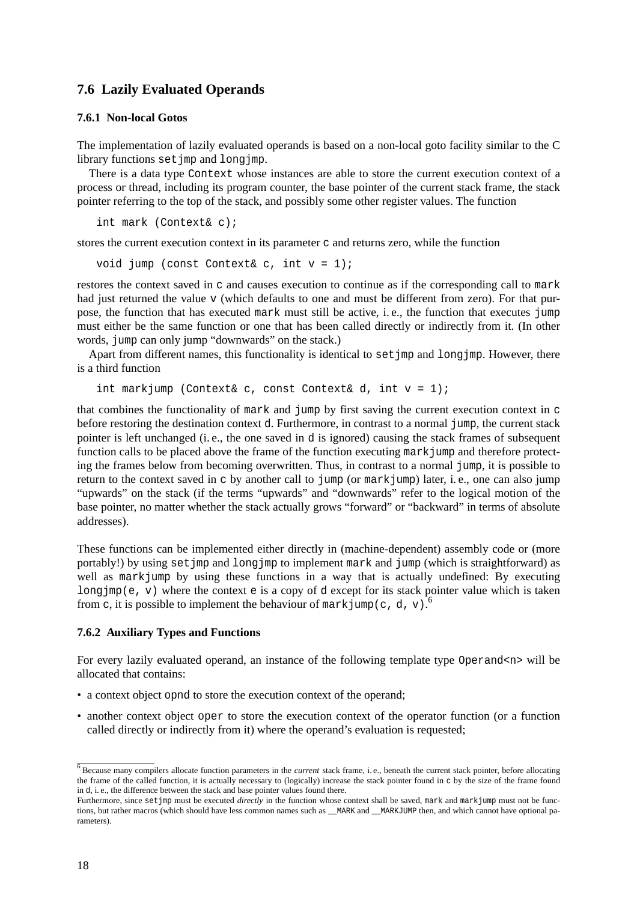## 7.6 Lazily Evaluated Operands

### 7.6.1 Non-local Gotos

The implementation of lazily evaluated operands is based on a non-local goto facility similar to the C library functions `setjmp` and `longjmp`.

There is a data type `Context` whose instances are able to store the current execution context of a process or thread, including its program counter, the base pointer of the current stack frame, the stack pointer referring to the top of the stack, and possibly some other register values. The function

```
int mark (Context& c);
```

stores the current execution context in its parameter `c` and returns zero, while the function

```
void jump (const Context& c, int v = 1);
```

restores the context saved in `c` and causes execution to continue as if the corresponding call to `mark` had just returned the value `v` (which defaults to one and must be different from zero). For that purpose, the function that has executed `mark` must still be active, i. e., the function that executes `jump` must either be the same function or one that has been called directly or indirectly from it. (In other words, `jump` can only jump "downwards" on the stack.)

Apart from different names, this functionality is identical to `setjmp` and `longjmp`. However, there is a third function

```
int markjump (Context& c, const Context& d, int v = 1);
```

that combines the functionality of `mark` and `jump` by first saving the current execution context in `c` before restoring the destination context `d`. Furthermore, in contrast to a normal `jump`, the current stack pointer is left unchanged (i. e., the one saved in `d` is ignored) causing the stack frames of subsequent function calls to be placed above the frame of the function executing `markjump` and therefore protecting the frames below from becoming overwritten. Thus, in contrast to a normal `jump`, it is possible to return to the context saved in `c` by another call to `jump` (or `markjump`) later, i. e., one can also jump "upwards" on the stack (if the terms "upwards" and "downwards" refer to the logical motion of the base pointer, no matter whether the stack actually grows "forward" or "backward" in terms of absolute addresses).

These functions can be implemented either directly in (machine-dependent) assembly code or (more portably!) by using `setjmp` and `longjmp` to implement `mark` and `jump` (which is straightforward) as well as `markjump` by using these functions in a way that is actually undefined: By executing `longjmp(e, v)` where the context `e` is a copy of `d` except for its stack pointer value which is taken from `c`, it is possible to implement the behaviour of `markjump(c, d, v)`.[6]

### 7.6.2 Auxiliary Types and Functions

For every lazily evaluated operand, an instance of the following template type `Operand<n>` will be allocated that contains:

- a context object `opnd` to store the execution context of the operand;
- another context object `oper` to store the execution context of the operator function (or a function called directly or indirectly from it) where the operand's evaluation is requested;

---

[6] Because many compilers allocate function parameters in the *current* stack frame, i. e., beneath the current stack pointer, before allocating the frame of the called function, it is actually necessary to (logically) increase the stack pointer found in `c` by the size of the frame found in `d`, i. e., the difference between the stack and base pointer values found there.

Furthermore, since `setjmp` must be executed *directly* in the function whose context shall be saved, `mark` and `markjump` must not be functions, but rather macros (which should have less common names such as `__MARK` and `__MARKJUMP` then, and which cannot have optional parameters).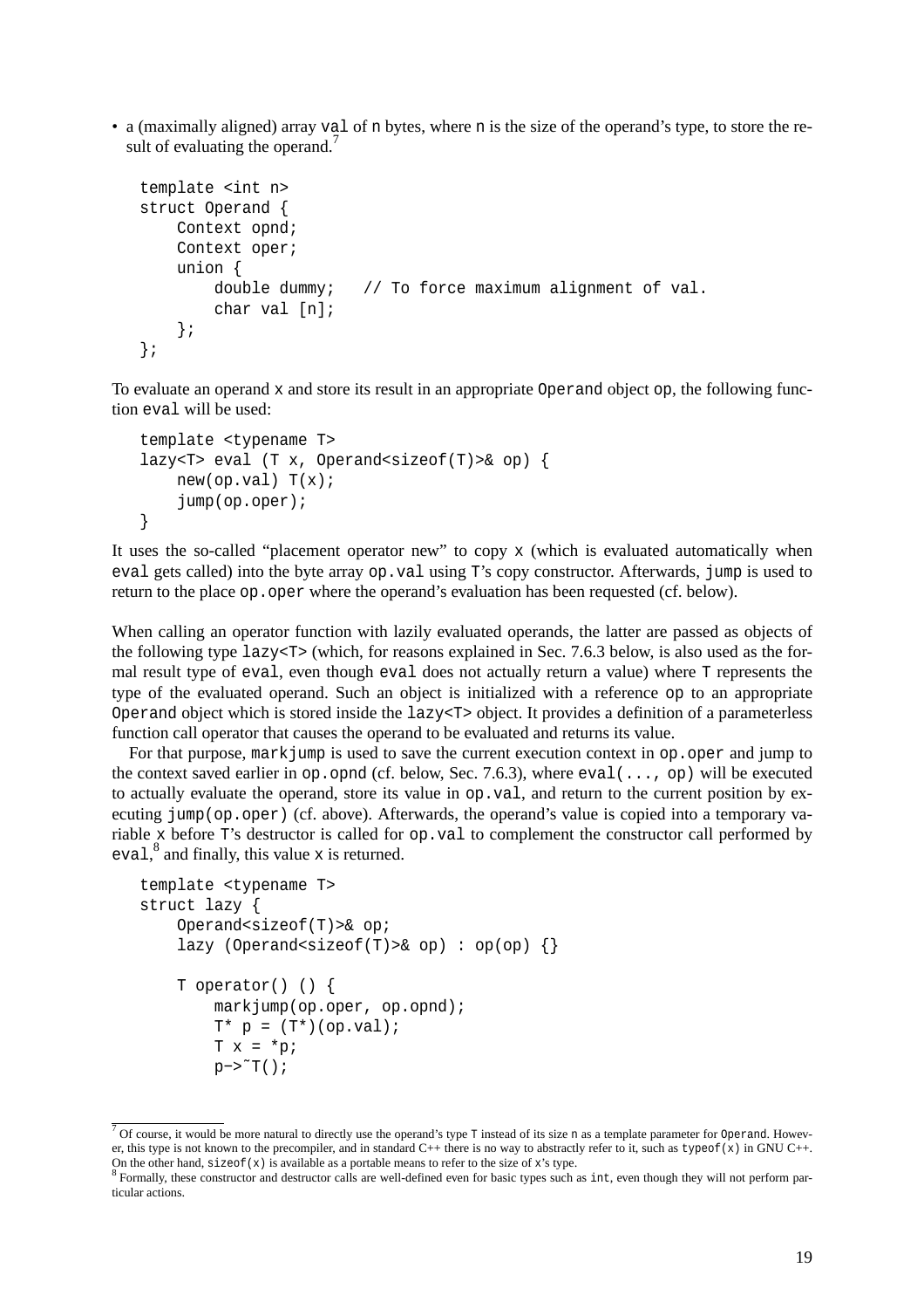- a (maximally aligned) array val of n bytes, where n is the size of the operand's type, to store the result of evaluating the operand.[7]

```
template <int n>
struct Operand {
    Context opnd;
    Context oper;
    union {
        double dummy;   // To force maximum alignment of val.
        char val [n];
    };
};
```

To evaluate an operand x and store its result in an appropriate Operand object op, the following function eval will be used:

```
template <typename T>
lazy<T> eval (T x, Operand<sizeof(T)>& op) {
    new(op.val) T(x);
    jump(op.oper);
}
```

It uses the so-called "placement operator new" to copy x (which is evaluated automatically when eval gets called) into the byte array op.val using T's copy constructor. Afterwards, jump is used to return to the place op.oper where the operand's evaluation has been requested (cf. below).

When calling an operator function with lazily evaluated operands, the latter are passed as objects of the following type lazy<T> (which, for reasons explained in Sec. 7.6.3 below, is also used as the formal result type of eval, even though eval does not actually return a value) where T represents the type of the evaluated operand. Such an object is initialized with a reference op to an appropriate Operand object which is stored inside the lazy<T> object. It provides a definition of a parameterless function call operator that causes the operand to be evaluated and returns its value.

For that purpose, markjump is used to save the current execution context in op.oper and jump to the context saved earlier in op.opnd (cf. below, Sec. 7.6.3), where eval(..., op) will be executed to actually evaluate the operand, store its value in op.val, and return to the current position by executing jump(op.oper) (cf. above). Afterwards, the operand's value is copied into a temporary variable x before T's destructor is called for op.val to complement the constructor call performed by eval,[8] and finally, this value x is returned.

```
template <typename T>
struct lazy {
    Operand<sizeof(T)>& op;
    lazy (Operand<sizeof(T)>& op) : op(op) {}

    T operator() () {
        markjump(op.oper, op.opnd);
        T* p = (T*)(op.val);
        T x = *p;
        p->~T();
```

[7] Of course, it would be more natural to directly use the operand's type T instead of its size n as a template parameter for Operand. However, this type is not known to the precompiler, and in standard C++ there is no way to abstractly refer to it, such as typeof(x) in GNU C++. On the other hand, sizeof(x) is available as a portable means to refer to the size of x's type.

[8] Formally, these constructor and destructor calls are well-defined even for basic types such as int, even though they will not perform particular actions.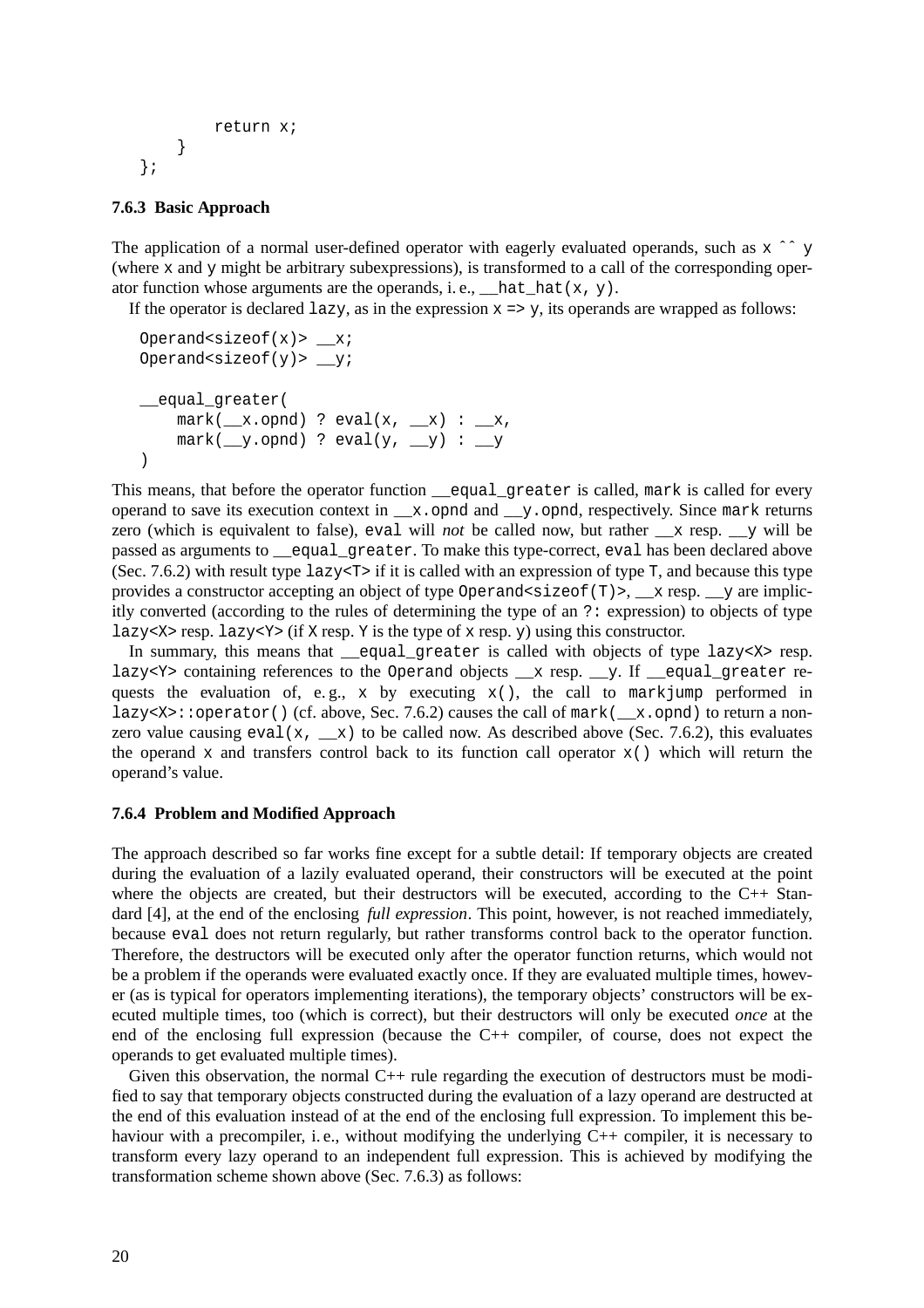```
        return x;
    }
};
```

### 7.6.3 Basic Approach

The application of a normal user-defined operator with eagerly evaluated operands, such as `x ^^ y` (where `x` and `y` might be arbitrary subexpressions), is transformed to a call of the corresponding operator function whose arguments are the operands, i. e., `__hat_hat(x, y)`.

If the operator is declared `lazy`, as in the expression `x => y`, its operands are wrapped as follows:

```
Operand<sizeof(x)> __x;
Operand<sizeof(y)> __y;

__equal_greater(
    mark(__x.opnd) ? eval(x, __x) : __x,
    mark(__y.opnd) ? eval(y, __y) : __y
)
```

This means, that before the operator function `__equal_greater` is called, `mark` is called for every operand to save its execution context in `__x.opnd` and `__y.opnd`, respectively. Since `mark` returns zero (which is equivalent to false), `eval` will *not* be called now, but rather `__x` resp. `__y` will be passed as arguments to `__equal_greater`. To make this type-correct, `eval` has been declared above (Sec. 7.6.2) with result type `lazy<T>` if it is called with an expression of type `T`, and because this type provides a constructor accepting an object of type `Operand<sizeof(T)>`, `__x` resp. `__y` are implicitly converted (according to the rules of determining the type of an `?:` expression) to objects of type `lazy<X>` resp. `lazy<Y>` (if `X` resp. `Y` is the type of `x` resp. `y`) using this constructor.

In summary, this means that `__equal_greater` is called with objects of type `lazy<X>` resp. `lazy<Y>` containing references to the `Operand` objects `__x` resp. `__y`. If `__equal_greater` requests the evaluation of, e. g., `x` by executing `x()`, the call to `markjump` performed in `lazy<X>::operator()` (cf. above, Sec. 7.6.2) causes the call of `mark(__x.opnd)` to return a nonzero value causing `eval(x, __x)` to be called now. As described above (Sec. 7.6.2), this evaluates the operand `x` and transfers control back to its function call operator `x()` which will return the operand's value.

### 7.6.4 Problem and Modified Approach

The approach described so far works fine except for a subtle detail: If temporary objects are created during the evaluation of a lazily evaluated operand, their constructors will be executed at the point where the objects are created, but their destructors will be executed, according to the C++ Standard [4], at the end of the enclosing *full expression*. This point, however, is not reached immediately, because `eval` does not return regularly, but rather transforms control back to the operator function. Therefore, the destructors will be executed only after the operator function returns, which would not be a problem if the operands were evaluated exactly once. If they are evaluated multiple times, however (as is typical for operators implementing iterations), the temporary objects' constructors will be executed multiple times, too (which is correct), but their destructors will only be executed *once* at the end of the enclosing full expression (because the C++ compiler, of course, does not expect the operands to get evaluated multiple times).

Given this observation, the normal C++ rule regarding the execution of destructors must be modified to say that temporary objects constructed during the evaluation of a lazy operand are destructed at the end of this evaluation instead of at the end of the enclosing full expression. To implement this behaviour with a precompiler, i. e., without modifying the underlying C++ compiler, it is necessary to transform every lazy operand to an independent full expression. This is achieved by modifying the transformation scheme shown above (Sec. 7.6.3) as follows: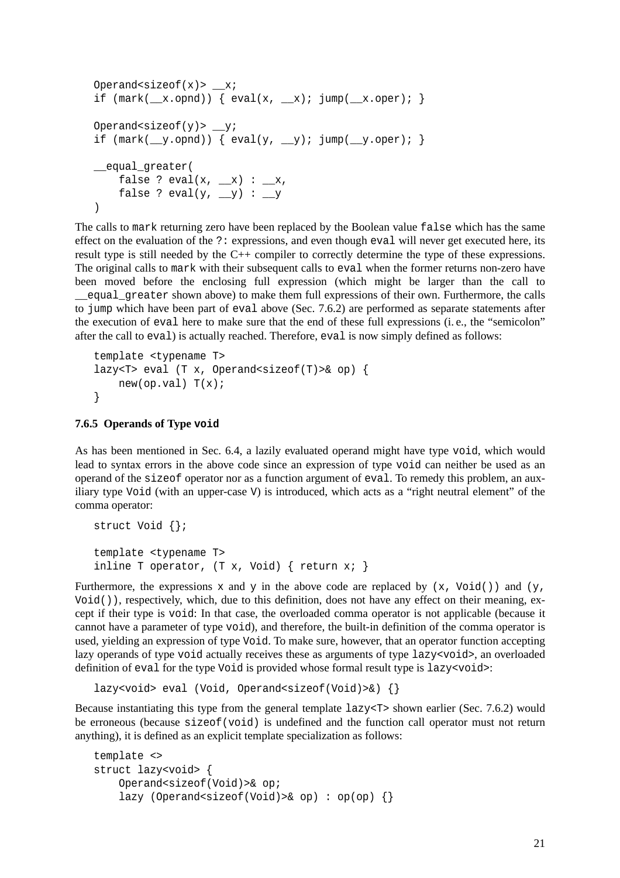```
Operand<sizeof(x)> __x;
if (mark(__x.opnd)) { eval(x, __x); jump(__x.oper); }

Operand<sizeof(y)> __y;
if (mark(__y.opnd)) { eval(y, __y); jump(__y.oper); }

__equal_greater(
    false ? eval(x, __x) : __x,
    false ? eval(y, __y) : __y
)
```

The calls to `mark` returning zero have been replaced by the Boolean value `false` which has the same effect on the evaluation of the `?:` expressions, and even though `eval` will never get executed here, its result type is still needed by the C++ compiler to correctly determine the type of these expressions. The original calls to `mark` with their subsequent calls to `eval` when the former returns non-zero have been moved before the enclosing full expression (which might be larger than the call to `__equal_greater` shown above) to make them full expressions of their own. Furthermore, the calls to `jump` which have been part of `eval` above (Sec. 7.6.2) are performed as separate statements after the execution of `eval` here to make sure that the end of these full expressions (i. e., the "semicolon" after the call to `eval`) is actually reached. Therefore, `eval` is now simply defined as follows:

```
template <typename T>
lazy<T> eval (T x, Operand<sizeof(T)>& op) {
    new(op.val) T(x);
}
```

### 7.6.5 Operands of Type `void`

As has been mentioned in Sec. 6.4, a lazily evaluated operand might have type `void`, which would lead to syntax errors in the above code since an expression of type `void` can neither be used as an operand of the `sizeof` operator nor as a function argument of `eval`. To remedy this problem, an auxiliary type `Void` (with an upper-case `V`) is introduced, which acts as a "right neutral element" of the comma operator:

```
struct Void {};

template <typename T>
inline T operator, (T x, Void) { return x; }
```

Furthermore, the expressions `x` and `y` in the above code are replaced by `(x, Void())` and `(y, Void())`, respectively, which, due to this definition, does not have any effect on their meaning, except if their type is `void`: In that case, the overloaded comma operator is not applicable (because it cannot have a parameter of type `void`), and therefore, the built-in definition of the comma operator is used, yielding an expression of type `Void`. To make sure, however, that an operator function accepting lazy operands of type `void` actually receives these as arguments of type `lazy<void>`, an overloaded definition of `eval` for the type `Void` is provided whose formal result type is `lazy<void>`:

```
lazy<void> eval (Void, Operand<sizeof(Void)>&) {}
```

Because instantiating this type from the general template `lazy<T>` shown earlier (Sec. 7.6.2) would be erroneous (because `sizeof(void)` is undefined and the function call operator must not return anything), it is defined as an explicit template specialization as follows:

```
template <>
struct lazy<void> {
    Operand<sizeof(Void)>& op;
    lazy (Operand<sizeof(Void)>& op) : op(op) {}
```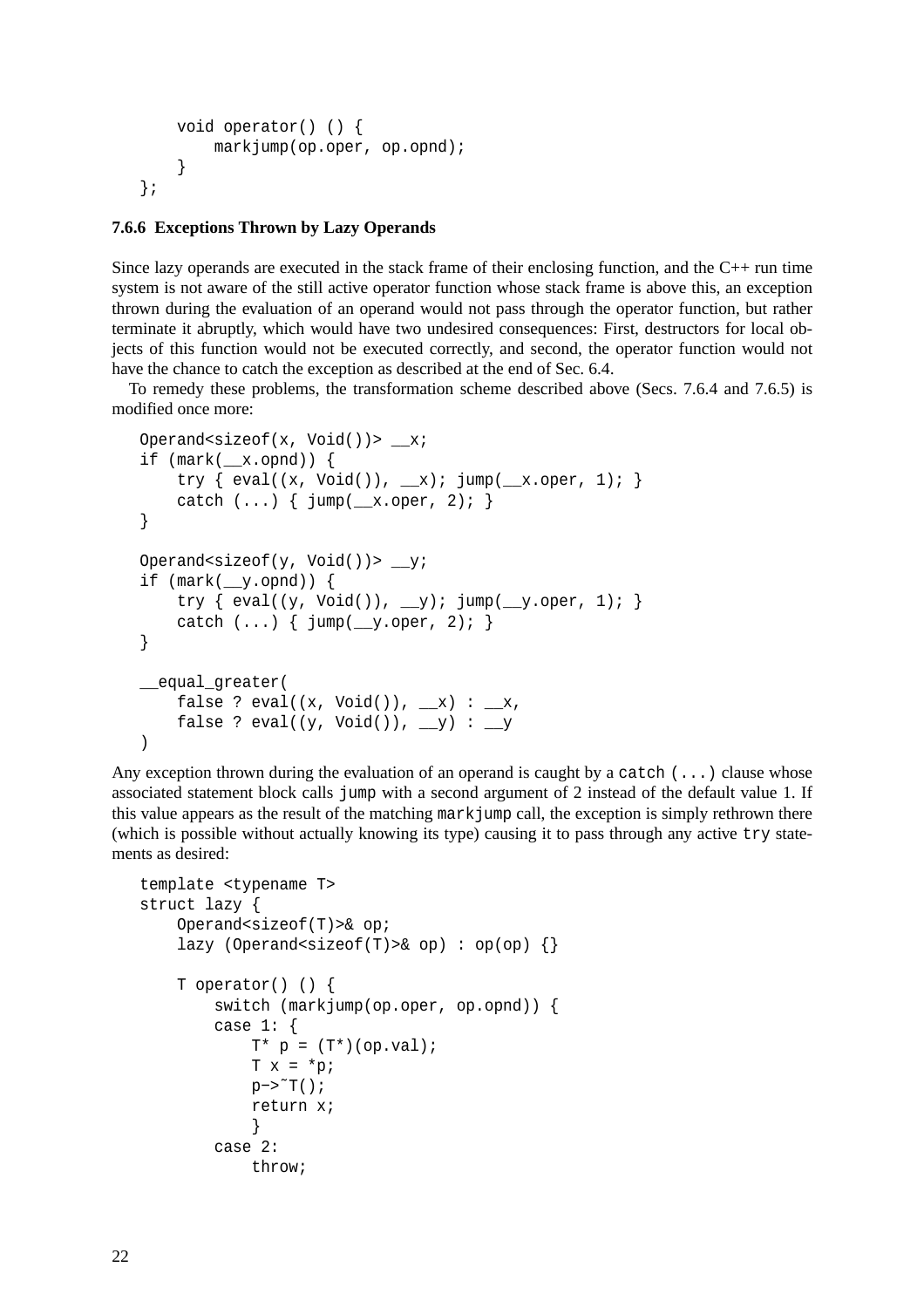```
    void operator() () {
        markjump(op.oper, op.opnd);
    }
};
```

### 7.6.6 Exceptions Thrown by Lazy Operands

Since lazy operands are executed in the stack frame of their enclosing function, and the C++ run time system is not aware of the still active operator function whose stack frame is above this, an exception thrown during the evaluation of an operand would not pass through the operator function, but rather terminate it abruptly, which would have two undesired consequences: First, destructors for local objects of this function would not be executed correctly, and second, the operator function would not have the chance to catch the exception as described at the end of Sec. 6.4.

To remedy these problems, the transformation scheme described above (Secs. 7.6.4 and 7.6.5) is modified once more:

```
Operand<sizeof(x, Void())> __x;
if (mark(__x.opnd)) {
    try { eval((x, Void()), __x); jump(__x.oper, 1); }
    catch (...) { jump(__x.oper, 2); }
}

Operand<sizeof(y, Void())> __y;
if (mark(__y.opnd)) {
    try { eval((y, Void()), __y); jump(__y.oper, 1); }
    catch (...) { jump(__y.oper, 2); }
}

__equal_greater(
    false ? eval((x, Void()), __x) : __x,
    false ? eval((y, Void()), __y) : __y
)
```

Any exception thrown during the evaluation of an operand is caught by a `catch (...)` clause whose associated statement block calls `jump` with a second argument of 2 instead of the default value 1. If this value appears as the result of the matching `markjump` call, the exception is simply rethrown there (which is possible without actually knowing its type) causing it to pass through any active `try` statements as desired:

```
template <typename T>
struct lazy {
    Operand<sizeof(T)>& op;
    lazy (Operand<sizeof(T)>& op) : op(op) {}

    T operator() () {
        switch (markjump(op.oper, op.opnd)) {
        case 1: {
            T* p = (T*)(op.val);
            T x = *p;
            p->~T();
            return x;
            }
        case 2:
            throw;
```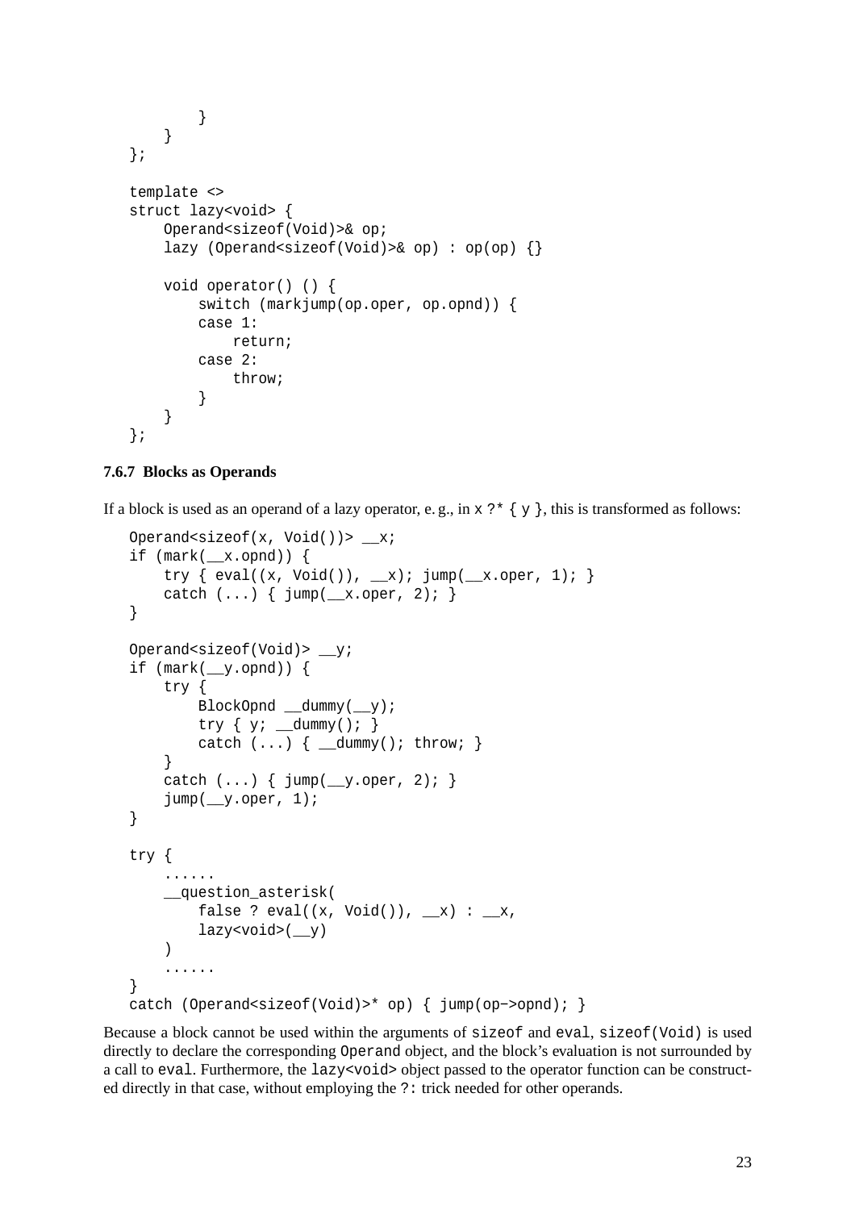```
        }
    }
};

template <>
struct lazy<void> {
    Operand<sizeof(Void)>& op;
    lazy (Operand<sizeof(Void)>& op) : op(op) {}

    void operator() () {
        switch (markjump(op.oper, op.opnd)) {
        case 1:
            return;
        case 2:
            throw;
        }
    }
};
```

### 7.6.7 Blocks as Operands

If a block is used as an operand of a lazy operator, e. g., in `x ?* { y }`, this is transformed as follows:

```
Operand<sizeof(x, Void())> __x;
if (mark(__x.opnd)) {
    try { eval((x, Void()), __x); jump(__x.oper, 1); }
    catch (...) { jump(__x.oper, 2); }
}

Operand<sizeof(Void)> __y;
if (mark(__y.opnd)) {
    try {
        BlockOpnd __dummy(__y);
        try { y; __dummy(); }
        catch (...) { __dummy(); throw; }
    }
    catch (...) { jump(__y.oper, 2); }
    jump(__y.oper, 1);
}

try {
    ......
    __question_asterisk(
        false ? eval((x, Void()), __x) : __x,
        lazy<void>(__y)
    )
    ......
}
catch (Operand<sizeof(Void)>* op) { jump(op->opnd); }
```

Because a block cannot be used within the arguments of `sizeof` and `eval`, `sizeof(Void)` is used directly to declare the corresponding `Operand` object, and the block's evaluation is not surrounded by a call to `eval`. Furthermore, the `lazy<void>` object passed to the operator function can be constructed directly in that case, without employing the `?:` trick needed for other operands.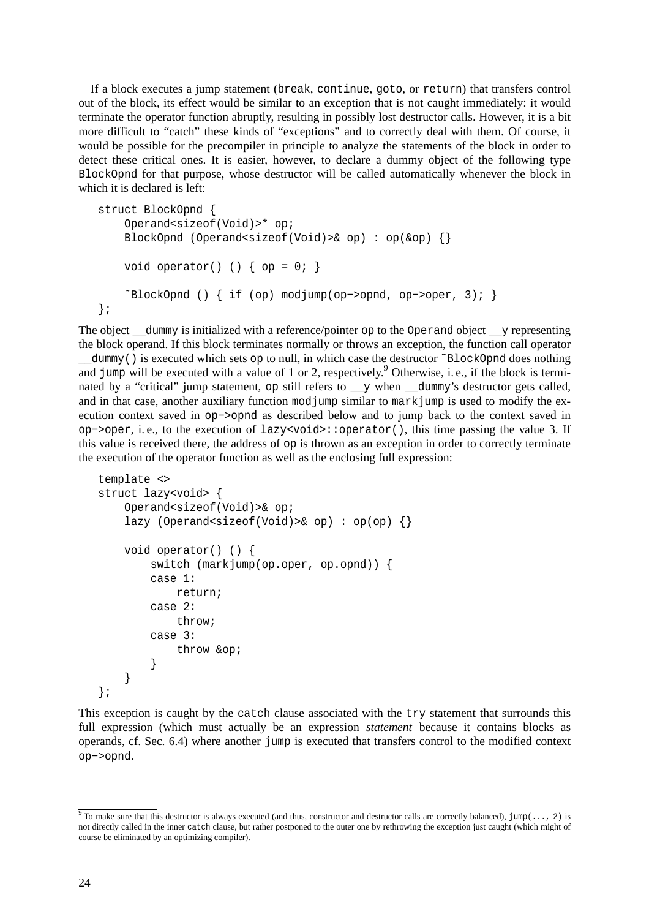If a block executes a jump statement (`break`, `continue`, `goto`, or `return`) that transfers control out of the block, its effect would be similar to an exception that is not caught immediately: it would terminate the operator function abruptly, resulting in possibly lost destructor calls. However, it is a bit more difficult to “catch” these kinds of “exceptions” and to correctly deal with them. Of course, it would be possible for the precompiler in principle to analyze the statements of the block in order to detect these critical ones. It is easier, however, to declare a dummy object of the following type `BlockOpnd` for that purpose, whose destructor will be called automatically whenever the block in which it is declared is left:

```
struct BlockOpnd {
    Operand<sizeof(Void)>* op;
    BlockOpnd (Operand<sizeof(Void)>& op) : op(&op) {}

    void operator() () { op = 0; }

    ~BlockOpnd () { if (op) modjump(op->opnd, op->oper, 3); }
};
```

The object `__dummy` is initialized with a reference/pointer `op` to the `Operand` object `__y` representing the block operand. If this block terminates normally or throws an exception, the function call operator `__dummy()` is executed which sets `op` to null, in which case the destructor `~BlockOpnd` does nothing and `jump` will be executed with a value of 1 or 2, respectively.[9] Otherwise, i. e., if the block is terminated by a “critical” jump statement, `op` still refers to `__y` when `__dummy`’s destructor gets called, and in that case, another auxiliary function `modjump` similar to `markjump` is used to modify the execution context saved in `op->opnd` as described below and to jump back to the context saved in `op->oper`, i. e., to the execution of `lazy<void>::operator()`, this time passing the value 3. If this value is received there, the address of `op` is thrown as an exception in order to correctly terminate the execution of the operator function as well as the enclosing full expression:

```
template <>
struct lazy<void> {
    Operand<sizeof(Void)>& op;
    lazy (Operand<sizeof(Void)>& op) : op(op) {}

    void operator() () {
        switch (markjump(op.oper, op.opnd)) {
        case 1:
            return;
        case 2:
            throw;
        case 3:
            throw &op;
        }
    }
};
```

This exception is caught by the `catch` clause associated with the `try` statement that surrounds this full expression (which must actually be an expression *statement* because it contains blocks as operands, cf. Sec. 6.4) where another `jump` is executed that transfers control to the modified context `op->opnd`.

---

[9] To make sure that this destructor is always executed (and thus, constructor and destructor calls are correctly balanced), `jump(..., 2)` is not directly called in the inner `catch` clause, but rather postponed to the outer one by rethrowing the exception just caught (which might of course be eliminated by an optimizing compiler).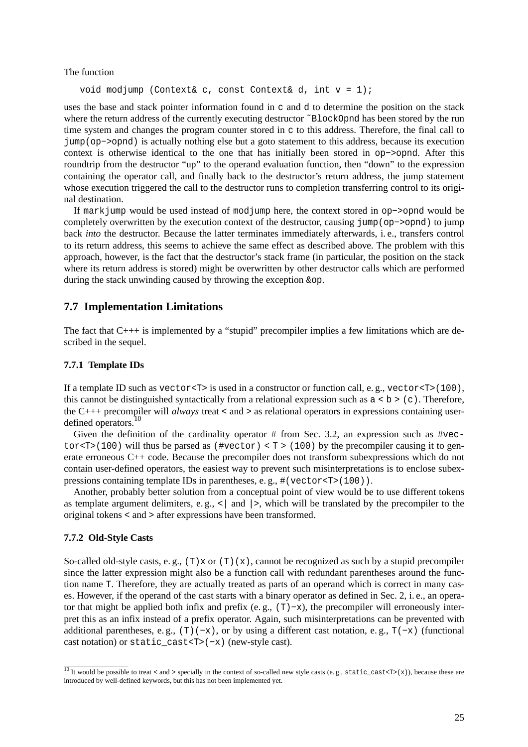The function

```
void modjump (Context& c, const Context& d, int v = 1);
```

uses the base and stack pointer information found in `c` and `d` to determine the position on the stack where the return address of the currently executing destructor `~BlockOpnd` has been stored by the run time system and changes the program counter stored in `c` to this address. Therefore, the final call to `jump(op−>opnd)` is actually nothing else but a goto statement to this address, because its execution context is otherwise identical to the one that has initially been stored in `op−>opnd`. After this roundtrip from the destructor "up" to the operand evaluation function, then "down" to the expression containing the operator call, and finally back to the destructor's return address, the jump statement whose execution triggered the call to the destructor runs to completion transferring control to its original destination.

If `markjump` would be used instead of `modjump` here, the context stored in `op−>opnd` would be completely overwritten by the execution context of the destructor, causing `jump(op−>opnd)` to jump back *into* the destructor. Because the latter terminates immediately afterwards, i. e., transfers control to its return address, this seems to achieve the same effect as described above. The problem with this approach, however, is the fact that the destructor's stack frame (in particular, the position on the stack where its return address is stored) might be overwritten by other destructor calls which are performed during the stack unwinding caused by throwing the exception `&op`.

## 7.7 Implementation Limitations

The fact that C+++ is implemented by a "stupid" precompiler implies a few limitations which are described in the sequel.

### 7.7.1 Template IDs

If a template ID such as `vector<T>` is used in a constructor or function call, e. g., `vector<T>(100)`, this cannot be distinguished syntactically from a relational expression such as `a < b > (c)`. Therefore, the C+++ precompiler will *always* treat `<` and `>` as relational operators in expressions containing user-defined operators.[10]

Given the definition of the cardinality operator `#` from Sec. 3.2, an expression such as `#vector<T>(100)` will thus be parsed as `(#vector) < T > (100)` by the precompiler causing it to generate erroneous C++ code. Because the precompiler does not transform subexpressions which do not contain user-defined operators, the easiest way to prevent such misinterpretations is to enclose subexpressions containing template IDs in parentheses, e. g., `#(vector<T>(100))`.

Another, probably better solution from a conceptual point of view would be to use different tokens as template argument delimiters, e. g., `<|` and `|>`, which will be translated by the precompiler to the original tokens `<` and `>` after expressions have been transformed.

### 7.7.2 Old-Style Casts

So-called old-style casts, e. g., `(T)x` or `(T)(x)`, cannot be recognized as such by a stupid precompiler since the latter expression might also be a function call with redundant parentheses around the function name `T`. Therefore, they are actually treated as parts of an operand which is correct in many cases. However, if the operand of the cast starts with a binary operator as defined in Sec. 2, i. e., an operator that might be applied both infix and prefix (e. g., `(T)−x`), the precompiler will erroneously interpret this as an infix instead of a prefix operator. Again, such misinterpretations can be prevented with additional parentheses, e. g., `(T)(−x)`, or by using a different cast notation, e. g., `T(−x)` (functional cast notation) or `static_cast<T>(−x)` (new-style cast).

---

[10] It would be possible to treat `<` and `>` specially in the context of so-called new style casts (e. g., `static_cast<T>(x)`), because these are introduced by well-defined keywords, but this has not been implemented yet.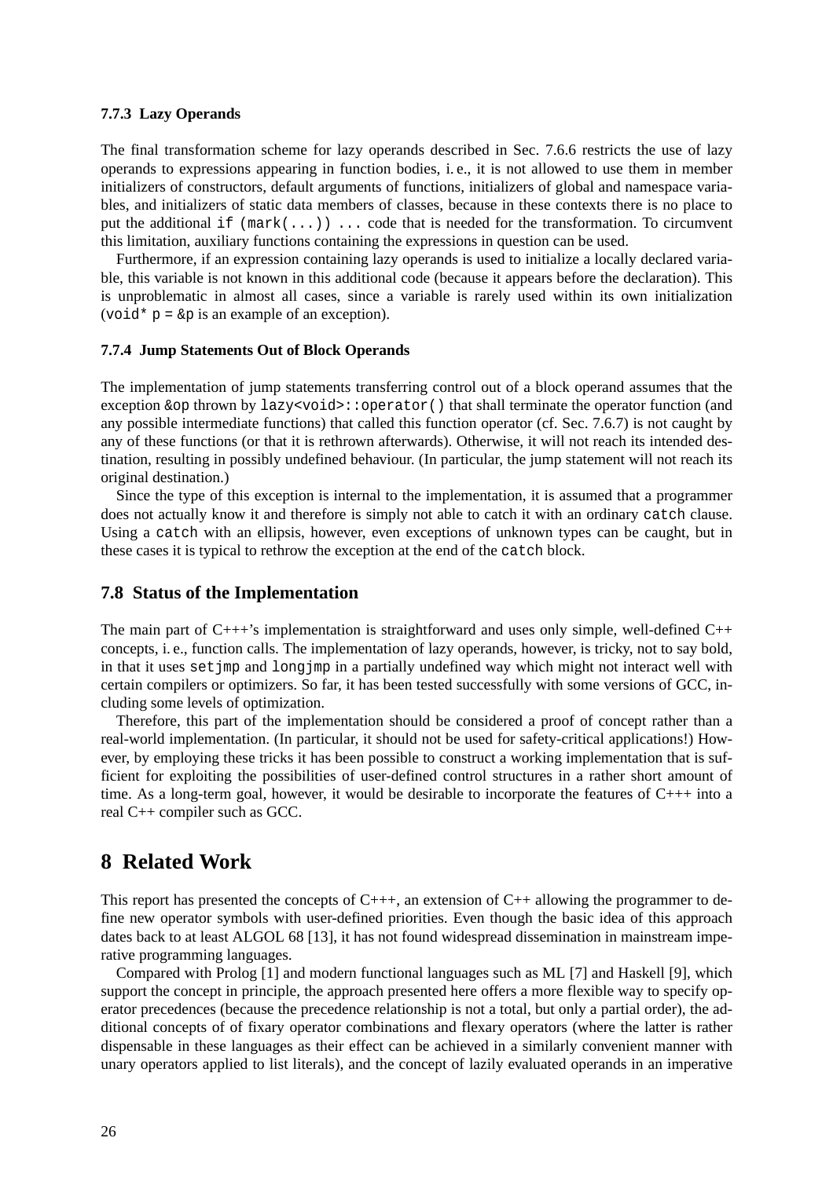### 7.7.3 Lazy Operands

The final transformation scheme for lazy operands described in Sec. 7.6.6 restricts the use of lazy operands to expressions appearing in function bodies, i. e., it is not allowed to use them in member initializers of constructors, default arguments of functions, initializers of global and namespace variables, and initializers of static data members of classes, because in these contexts there is no place to put the additional `if (mark(...)) ...` code that is needed for the transformation. To circumvent this limitation, auxiliary functions containing the expressions in question can be used.

Furthermore, if an expression containing lazy operands is used to initialize a locally declared variable, this variable is not known in this additional code (because it appears before the declaration). This is unproblematic in almost all cases, since a variable is rarely used within its own initialization (`void* p = &p` is an example of an exception).

### 7.7.4 Jump Statements Out of Block Operands

The implementation of jump statements transferring control out of a block operand assumes that the exception `&op` thrown by `lazy<void>::operator()` that shall terminate the operator function (and any possible intermediate functions) that called this function operator (cf. Sec. 7.6.7) is not caught by any of these functions (or that it is rethrown afterwards). Otherwise, it will not reach its intended destination, resulting in possibly undefined behaviour. (In particular, the jump statement will not reach its original destination.)

Since the type of this exception is internal to the implementation, it is assumed that a programmer does not actually know it and therefore is simply not able to catch it with an ordinary `catch` clause. Using a `catch` with an ellipsis, however, even exceptions of unknown types can be caught, but in these cases it is typical to rethrow the exception at the end of the `catch` block.

## 7.8 Status of the Implementation

The main part of C+++'s implementation is straightforward and uses only simple, well-defined C++ concepts, i. e., function calls. The implementation of lazy operands, however, is tricky, not to say bold, in that it uses `setjmp` and `longjmp` in a partially undefined way which might not interact well with certain compilers or optimizers. So far, it has been tested successfully with some versions of GCC, including some levels of optimization.

Therefore, this part of the implementation should be considered a proof of concept rather than a real-world implementation. (In particular, it should not be used for safety-critical applications!) However, by employing these tricks it has been possible to construct a working implementation that is sufficient for exploiting the possibilities of user-defined control structures in a rather short amount of time. As a long-term goal, however, it would be desirable to incorporate the features of C+++ into a real C++ compiler such as GCC.

# 8 Related Work

This report has presented the concepts of C+++, an extension of C++ allowing the programmer to define new operator symbols with user-defined priorities. Even though the basic idea of this approach dates back to at least ALGOL 68 [13], it has not found widespread dissemination in mainstream imperative programming languages.

Compared with Prolog [1] and modern functional languages such as ML [7] and Haskell [9], which support the concept in principle, the approach presented here offers a more flexible way to specify operator precedences (because the precedence relationship is not a total, but only a partial order), the additional concepts of of fixary operator combinations and flexary operators (where the latter is rather dispensable in these languages as their effect can be achieved in a similarly convenient manner with unary operators applied to list literals), and the concept of lazily evaluated operands in an imperative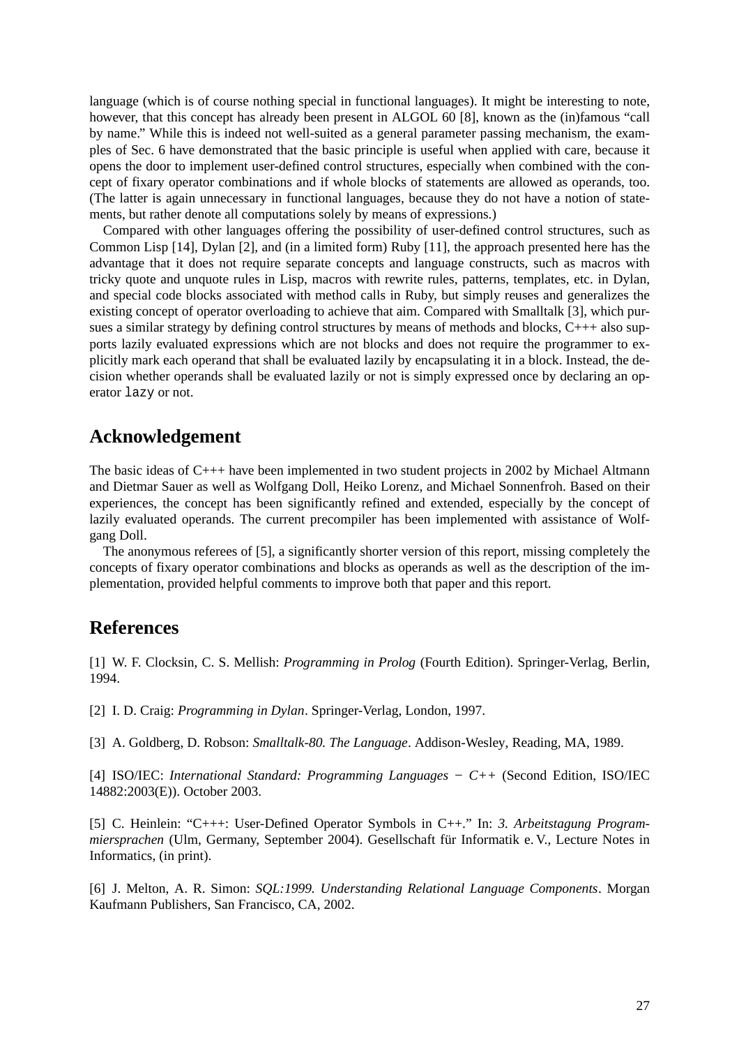language (which is of course nothing special in functional languages). It might be interesting to note, however, that this concept has already been present in ALGOL 60 [8], known as the (in)famous "call by name." While this is indeed not well-suited as a general parameter passing mechanism, the examples of Sec. 6 have demonstrated that the basic principle is useful when applied with care, because it opens the door to implement user-defined control structures, especially when combined with the concept of fixary operator combinations and if whole blocks of statements are allowed as operands, too. (The latter is again unnecessary in functional languages, because they do not have a notion of statements, but rather denote all computations solely by means of expressions.)

Compared with other languages offering the possibility of user-defined control structures, such as Common Lisp [14], Dylan [2], and (in a limited form) Ruby [11], the approach presented here has the advantage that it does not require separate concepts and language constructs, such as macros with tricky quote and unquote rules in Lisp, macros with rewrite rules, patterns, templates, etc. in Dylan, and special code blocks associated with method calls in Ruby, but simply reuses and generalizes the existing concept of operator overloading to achieve that aim. Compared with Smalltalk [3], which pursues a similar strategy by defining control structures by means of methods and blocks, C+++ also supports lazily evaluated expressions which are not blocks and does not require the programmer to explicitly mark each operand that shall be evaluated lazily by encapsulating it in a block. Instead, the decision whether operands shall be evaluated lazily or not is simply expressed once by declaring an operator `lazy` or not.

## Acknowledgement

The basic ideas of C+++ have been implemented in two student projects in 2002 by Michael Altmann and Dietmar Sauer as well as Wolfgang Doll, Heiko Lorenz, and Michael Sonnenfroh. Based on their experiences, the concept has been significantly refined and extended, especially by the concept of lazily evaluated operands. The current precompiler has been implemented with assistance of Wolfgang Doll.

The anonymous referees of [5], a significantly shorter version of this report, missing completely the concepts of fixary operator combinations and blocks as operands as well as the description of the implementation, provided helpful comments to improve both that paper and this report.

## References

[1] W. F. Clocksin, C. S. Mellish: *Programming in Prolog* (Fourth Edition). Springer-Verlag, Berlin, 1994.

[2] I. D. Craig: *Programming in Dylan*. Springer-Verlag, London, 1997.

[3] A. Goldberg, D. Robson: *Smalltalk-80. The Language*. Addison-Wesley, Reading, MA, 1989.

[4] ISO/IEC: *International Standard: Programming Languages − C++* (Second Edition, ISO/IEC 14882:2003(E)). October 2003.

[5] C. Heinlein: "C+++: User-Defined Operator Symbols in C++." In: *3. Arbeitstagung Programmiersprachen* (Ulm, Germany, September 2004). Gesellschaft für Informatik e. V., Lecture Notes in Informatics, (in print).

[6] J. Melton, A. R. Simon: *SQL:1999. Understanding Relational Language Components*. Morgan Kaufmann Publishers, San Francisco, CA, 2002.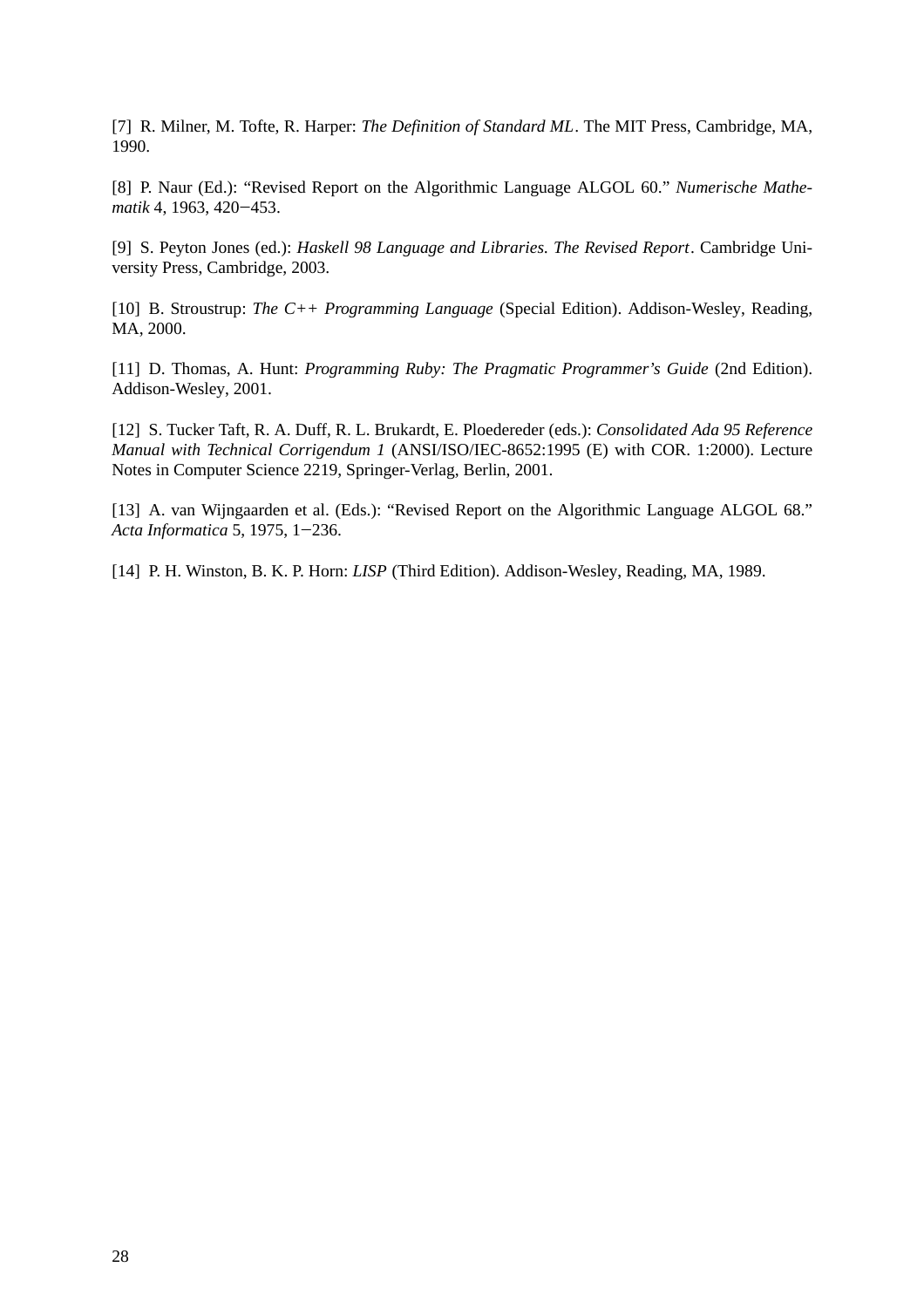[7] R. Milner, M. Tofte, R. Harper: *The Definition of Standard ML*. The MIT Press, Cambridge, MA, 1990.

[8] P. Naur (Ed.): "Revised Report on the Algorithmic Language ALGOL 60." *Numerische Mathematik* 4, 1963, 420−453.

[9] S. Peyton Jones (ed.): *Haskell 98 Language and Libraries. The Revised Report*. Cambridge University Press, Cambridge, 2003.

[10] B. Stroustrup: *The C++ Programming Language* (Special Edition). Addison-Wesley, Reading, MA, 2000.

[11] D. Thomas, A. Hunt: *Programming Ruby: The Pragmatic Programmer's Guide* (2nd Edition). Addison-Wesley, 2001.

[12] S. Tucker Taft, R. A. Duff, R. L. Brukardt, E. Ploedereder (eds.): *Consolidated Ada 95 Reference Manual with Technical Corrigendum 1* (ANSI/ISO/IEC-8652:1995 (E) with COR. 1:2000). Lecture Notes in Computer Science 2219, Springer-Verlag, Berlin, 2001.

[13] A. van Wijngaarden et al. (Eds.): "Revised Report on the Algorithmic Language ALGOL 68." *Acta Informatica* 5, 1975, 1−236.

[14] P. H. Winston, B. K. P. Horn: *LISP* (Third Edition). Addison-Wesley, Reading, MA, 1989.